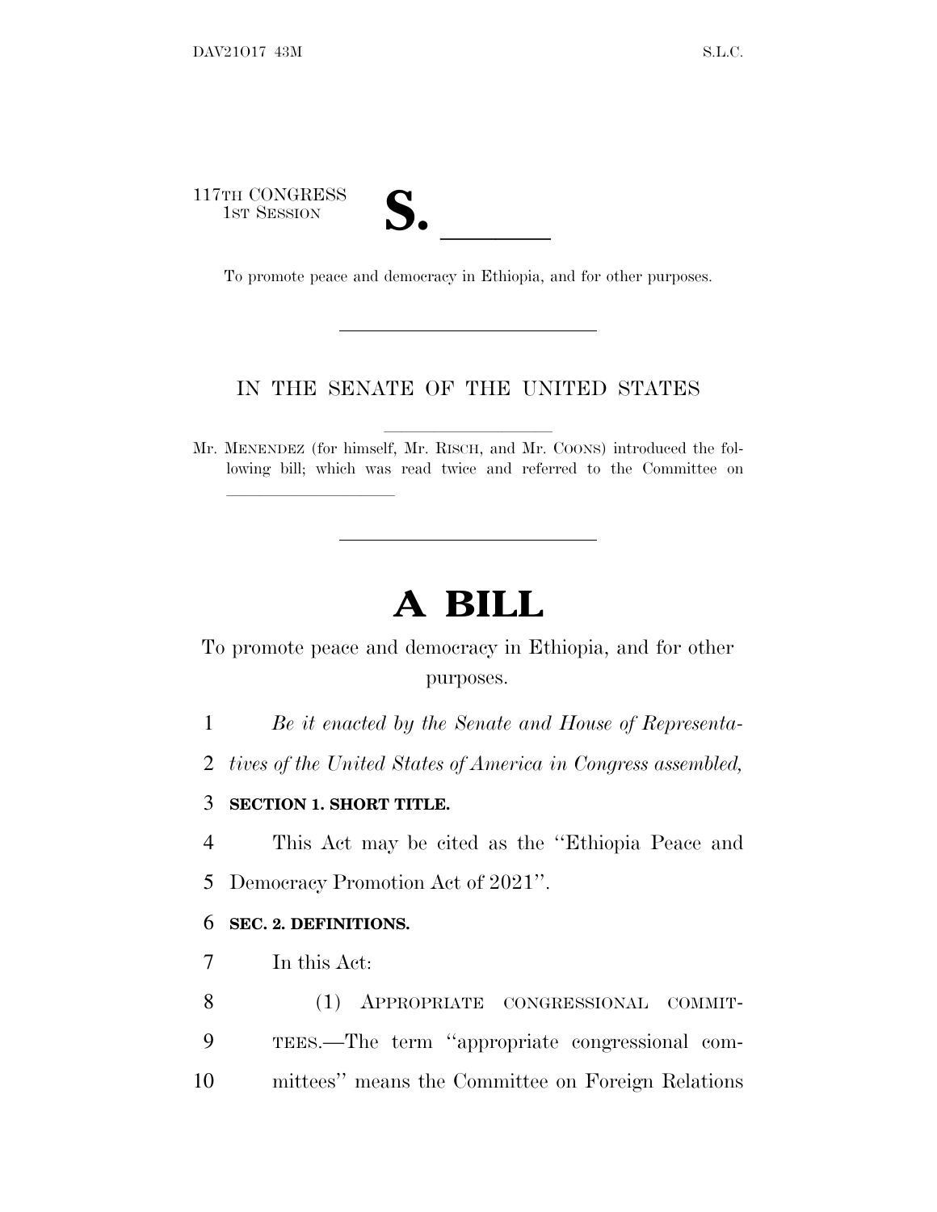117TH CONGRESS
1ST SESSION

# S. ______

To promote peace and democracy in Ethiopia, and for other purposes.

---

IN THE SENATE OF THE UNITED STATES

Mr. MENENDEZ (for himself, Mr. RISCH, and Mr. COONS) introduced the following bill; which was read twice and referred to the Committee on ______________

---

# A BILL

To promote peace and democracy in Ethiopia, and for other purposes.

*Be it enacted by the Senate and House of Representatives of the United States of America in Congress assembled,*

**SECTION 1. SHORT TITLE.**

This Act may be cited as the ''Ethiopia Peace and Democracy Promotion Act of 2021''.

**SEC. 2. DEFINITIONS.**

In this Act:

(1) APPROPRIATE CONGRESSIONAL COMMITTEES.—The term ''appropriate congressional committees'' means the Committee on Foreign Relations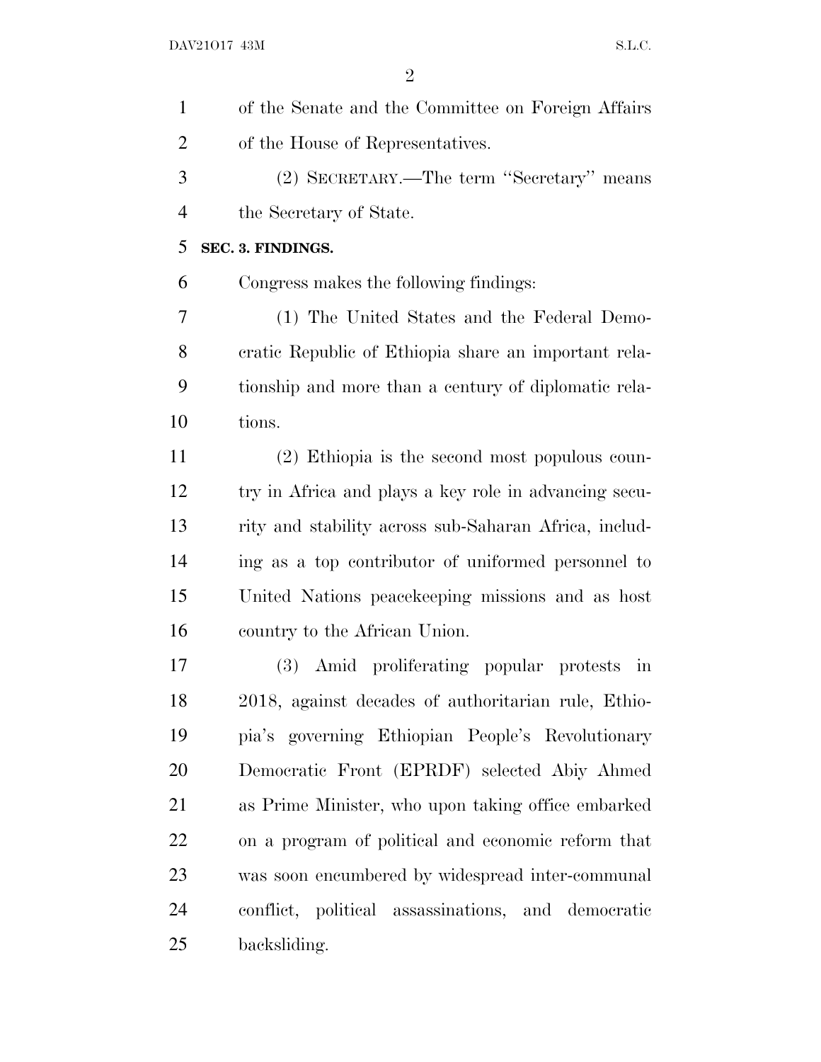of the Senate and the Committee on Foreign Affairs of the House of Representatives.

(2) SECRETARY.—The term ''Secretary'' means the Secretary of State.

**SEC. 3. FINDINGS.**

Congress makes the following findings:

(1) The United States and the Federal Democratic Republic of Ethiopia share an important relationship and more than a century of diplomatic relations.

(2) Ethiopia is the second most populous country in Africa and plays a key role in advancing security and stability across sub-Saharan Africa, including as a top contributor of uniformed personnel to United Nations peacekeeping missions and as host country to the African Union.

(3) Amid proliferating popular protests in 2018, against decades of authoritarian rule, Ethiopia's governing Ethiopian People's Revolutionary Democratic Front (EPRDF) selected Abiy Ahmed as Prime Minister, who upon taking office embarked on a program of political and economic reform that was soon encumbered by widespread inter-communal conflict, political assassinations, and democratic backsliding.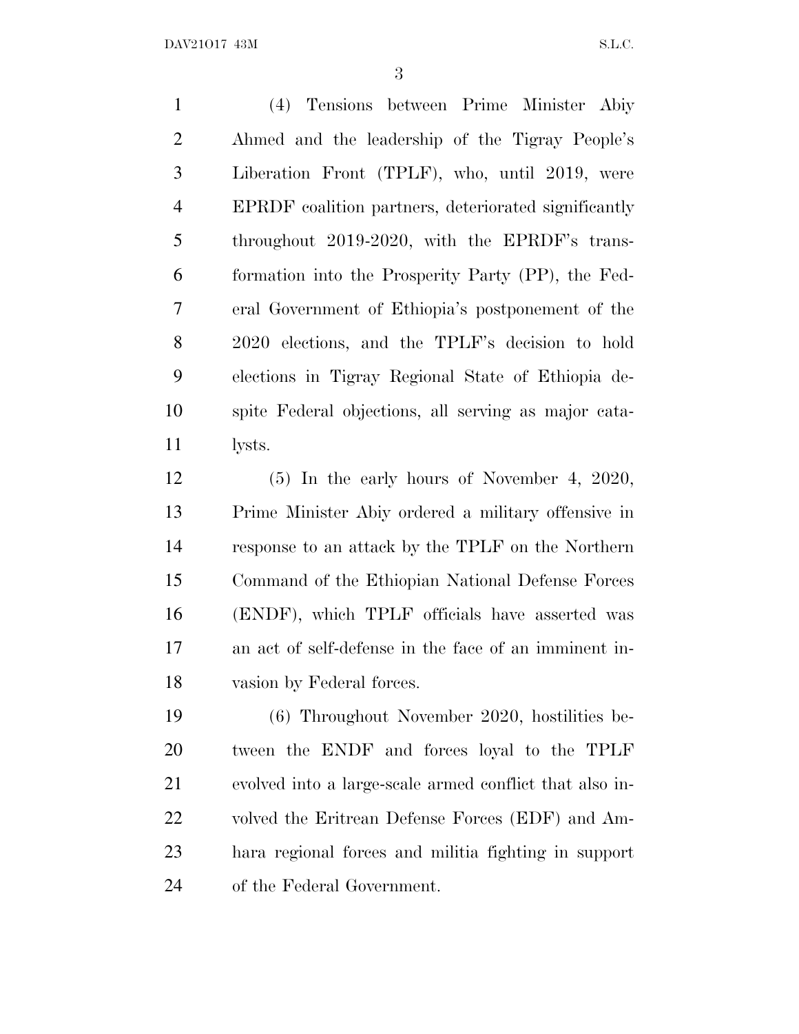(4) Tensions between Prime Minister Abiy Ahmed and the leadership of the Tigray People's Liberation Front (TPLF), who, until 2019, were EPRDF coalition partners, deteriorated significantly throughout 2019-2020, with the EPRDF's transformation into the Prosperity Party (PP), the Federal Government of Ethiopia's postponement of the 2020 elections, and the TPLF's decision to hold elections in Tigray Regional State of Ethiopia despite Federal objections, all serving as major catalysts.

(5) In the early hours of November 4, 2020, Prime Minister Abiy ordered a military offensive in response to an attack by the TPLF on the Northern Command of the Ethiopian National Defense Forces (ENDF), which TPLF officials have asserted was an act of self-defense in the face of an imminent invasion by Federal forces.

(6) Throughout November 2020, hostilities between the ENDF and forces loyal to the TPLF evolved into a large-scale armed conflict that also involved the Eritrean Defense Forces (EDF) and Amhara regional forces and militia fighting in support of the Federal Government.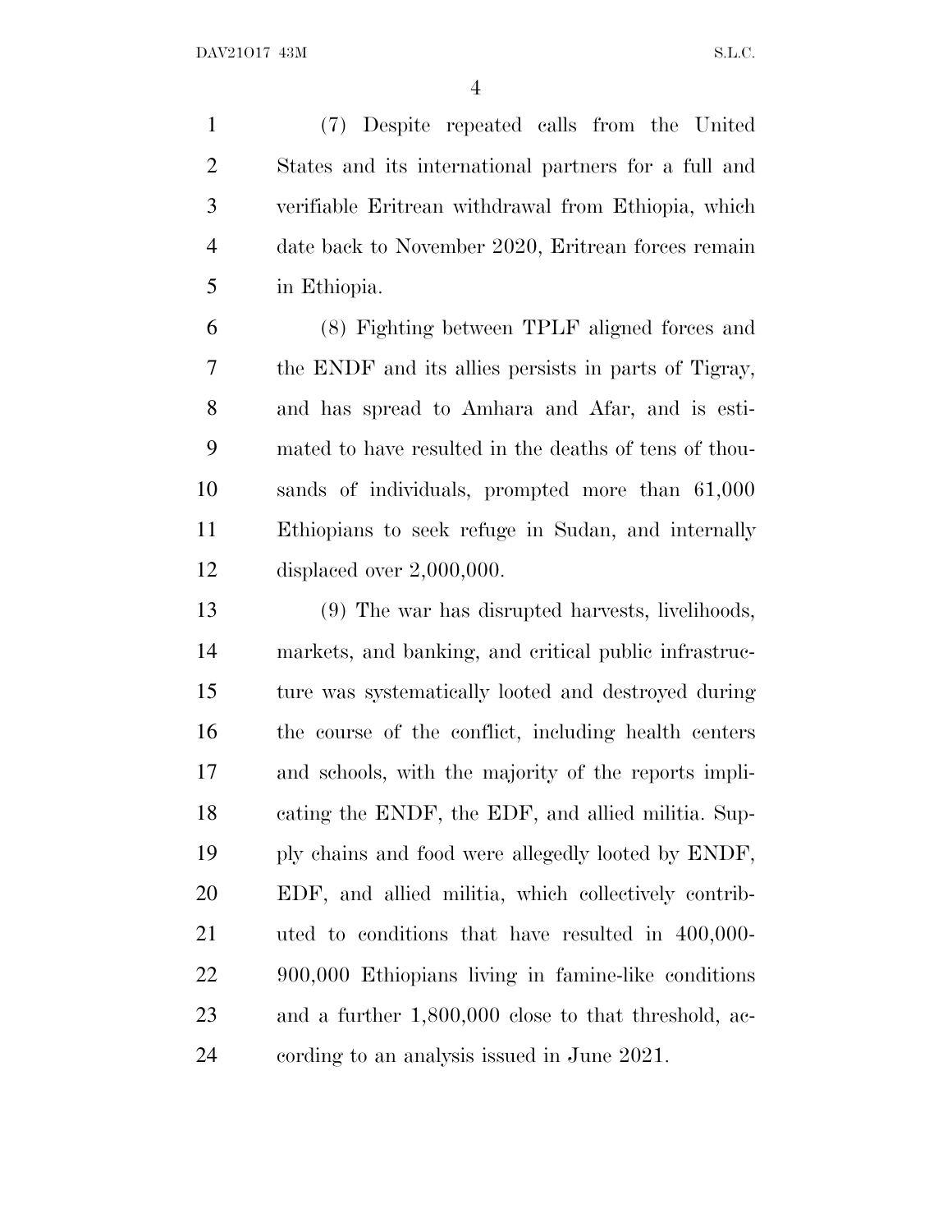(7) Despite repeated calls from the United States and its international partners for a full and verifiable Eritrean withdrawal from Ethiopia, which date back to November 2020, Eritrean forces remain in Ethiopia.

(8) Fighting between TPLF aligned forces and the ENDF and its allies persists in parts of Tigray, and has spread to Amhara and Afar, and is estimated to have resulted in the deaths of tens of thousands of individuals, prompted more than 61,000 Ethiopians to seek refuge in Sudan, and internally displaced over 2,000,000.

(9) The war has disrupted harvests, livelihoods, markets, and banking, and critical public infrastructure was systematically looted and destroyed during the course of the conflict, including health centers and schools, with the majority of the reports implicating the ENDF, the EDF, and allied militia. Supply chains and food were allegedly looted by ENDF, EDF, and allied militia, which collectively contributed to conditions that have resulted in 400,000-900,000 Ethiopians living in famine-like conditions and a further 1,800,000 close to that threshold, according to an analysis issued in June 2021.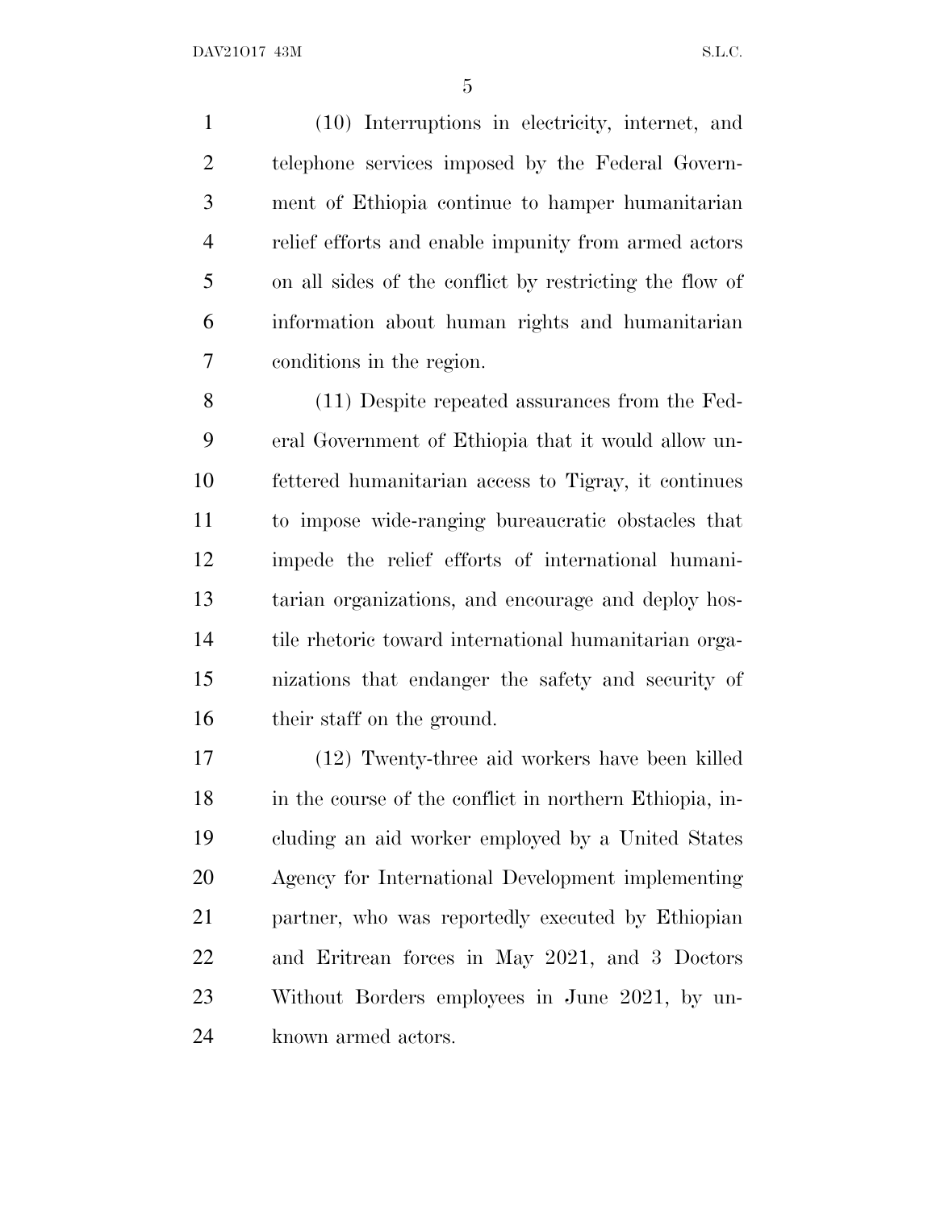(10) Interruptions in electricity, internet, and telephone services imposed by the Federal Government of Ethiopia continue to hamper humanitarian relief efforts and enable impunity from armed actors on all sides of the conflict by restricting the flow of information about human rights and humanitarian conditions in the region.

(11) Despite repeated assurances from the Federal Government of Ethiopia that it would allow unfettered humanitarian access to Tigray, it continues to impose wide-ranging bureaucratic obstacles that impede the relief efforts of international humanitarian organizations, and encourage and deploy hostile rhetoric toward international humanitarian organizations that endanger the safety and security of their staff on the ground.

(12) Twenty-three aid workers have been killed in the course of the conflict in northern Ethiopia, including an aid worker employed by a United States Agency for International Development implementing partner, who was reportedly executed by Ethiopian and Eritrean forces in May 2021, and 3 Doctors Without Borders employees in June 2021, by unknown armed actors.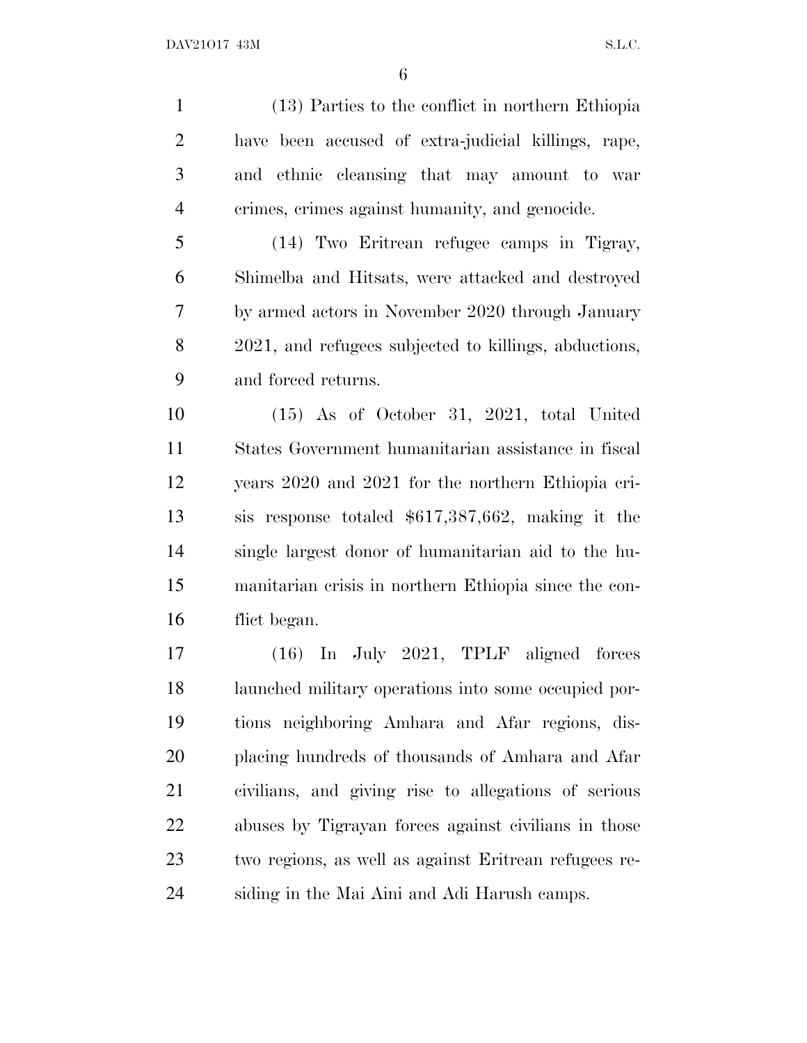(13) Parties to the conflict in northern Ethiopia have been accused of extra-judicial killings, rape, and ethnic cleansing that may amount to war crimes, crimes against humanity, and genocide.

(14) Two Eritrean refugee camps in Tigray, Shimelba and Hitsats, were attacked and destroyed by armed actors in November 2020 through January 2021, and refugees subjected to killings, abductions, and forced returns.

(15) As of October 31, 2021, total United States Government humanitarian assistance in fiscal years 2020 and 2021 for the northern Ethiopia crisis response totaled $617,387,662, making it the single largest donor of humanitarian aid to the humanitarian crisis in northern Ethiopia since the conflict began.

(16) In July 2021, TPLF aligned forces launched military operations into some occupied portions neighboring Amhara and Afar regions, displacing hundreds of thousands of Amhara and Afar civilians, and giving rise to allegations of serious abuses by Tigrayan forces against civilians in those two regions, as well as against Eritrean refugees residing in the Mai Aini and Adi Harush camps.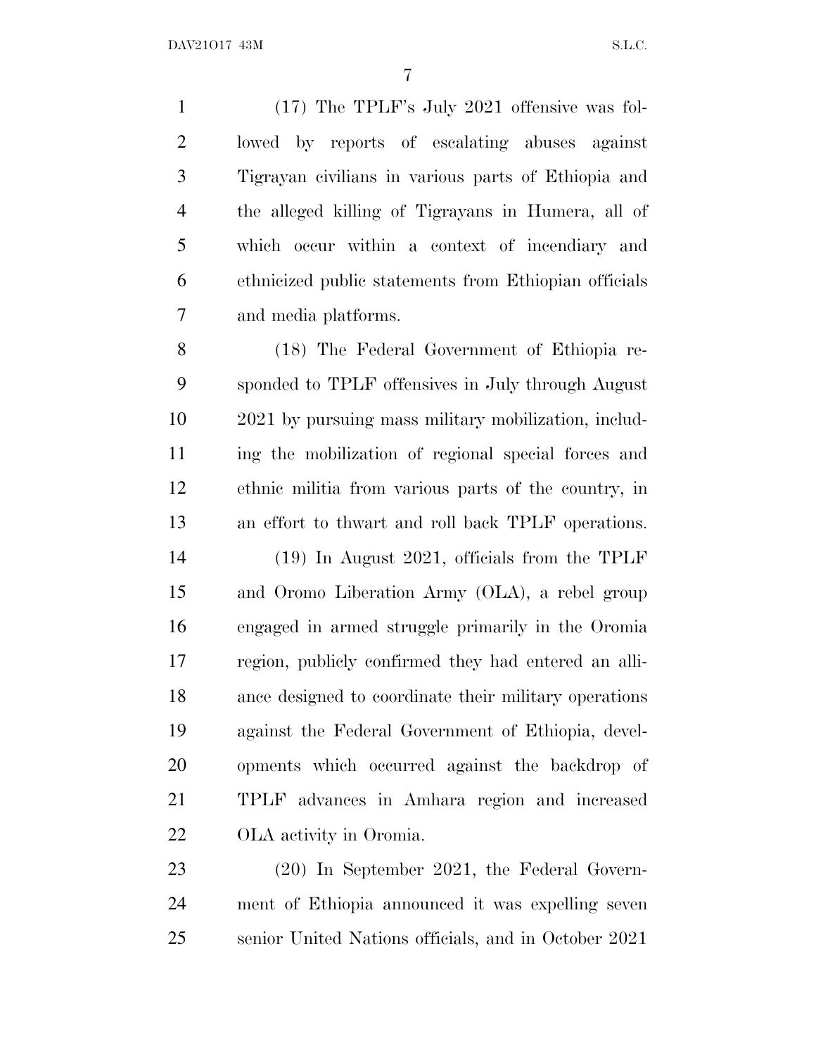(17) The TPLF's July 2021 offensive was followed by reports of escalating abuses against Tigrayan civilians in various parts of Ethiopia and the alleged killing of Tigrayans in Humera, all of which occur within a context of incendiary and ethnicized public statements from Ethiopian officials and media platforms.

(18) The Federal Government of Ethiopia responded to TPLF offensives in July through August 2021 by pursuing mass military mobilization, including the mobilization of regional special forces and ethnic militia from various parts of the country, in an effort to thwart and roll back TPLF operations.

(19) In August 2021, officials from the TPLF and Oromo Liberation Army (OLA), a rebel group engaged in armed struggle primarily in the Oromia region, publicly confirmed they had entered an alliance designed to coordinate their military operations against the Federal Government of Ethiopia, developments which occurred against the backdrop of TPLF advances in Amhara region and increased OLA activity in Oromia.

(20) In September 2021, the Federal Government of Ethiopia announced it was expelling seven senior United Nations officials, and in October 2021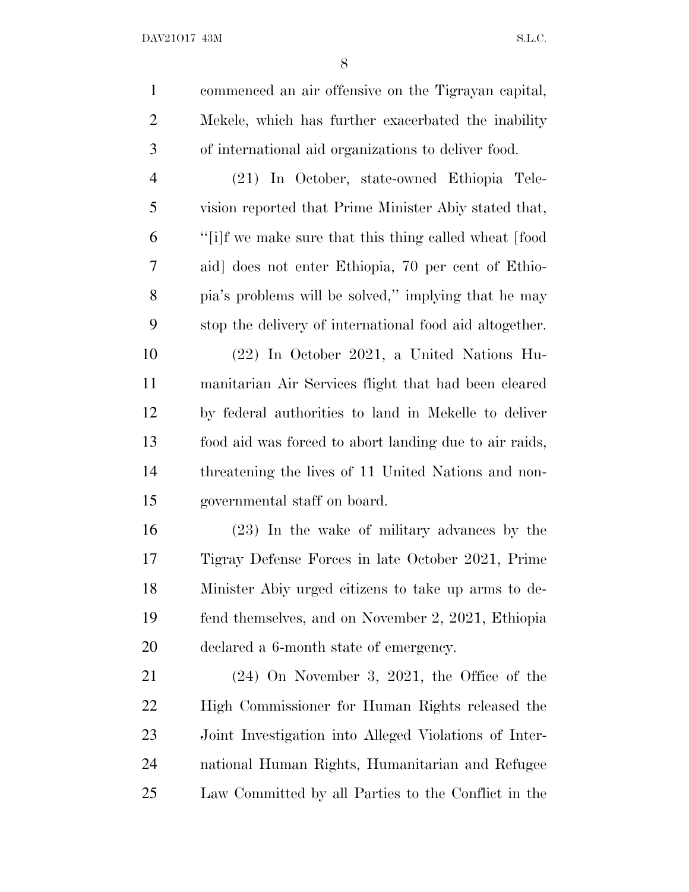commenced an air offensive on the Tigrayan capital, Mekele, which has further exacerbated the inability of international aid organizations to deliver food.

(21) In October, state-owned Ethiopia Television reported that Prime Minister Abiy stated that, ''[i]f we make sure that this thing called wheat [food aid] does not enter Ethiopia, 70 per cent of Ethiopia's problems will be solved,'' implying that he may stop the delivery of international food aid altogether.

(22) In October 2021, a United Nations Humanitarian Air Services flight that had been cleared by federal authorities to land in Mekelle to deliver food aid was forced to abort landing due to air raids, threatening the lives of 11 United Nations and non-governmental staff on board.

(23) In the wake of military advances by the Tigray Defense Forces in late October 2021, Prime Minister Abiy urged citizens to take up arms to defend themselves, and on November 2, 2021, Ethiopia declared a 6-month state of emergency.

(24) On November 3, 2021, the Office of the High Commissioner for Human Rights released the Joint Investigation into Alleged Violations of International Human Rights, Humanitarian and Refugee Law Committed by all Parties to the Conflict in the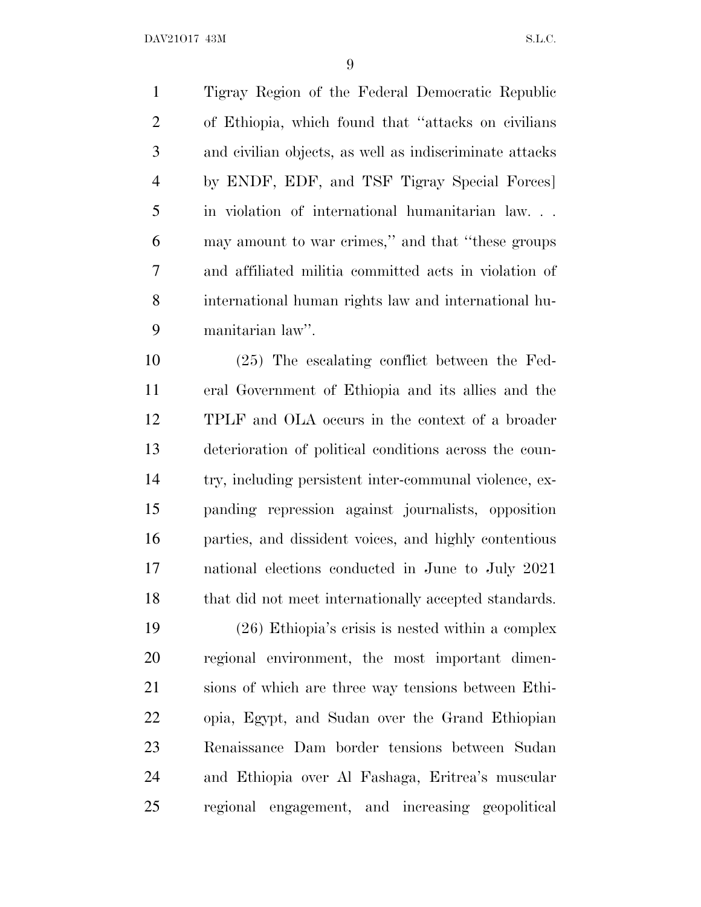Tigray Region of the Federal Democratic Republic of Ethiopia, which found that ''attacks on civilians and civilian objects, as well as indiscriminate attacks by ENDF, EDF, and TSF Tigray Special Forces] in violation of international humanitarian law. . . may amount to war crimes,'' and that ''these groups and affiliated militia committed acts in violation of international human rights law and international humanitarian law''.

(25) The escalating conflict between the Federal Government of Ethiopia and its allies and the TPLF and OLA occurs in the context of a broader deterioration of political conditions across the country, including persistent inter-communal violence, expanding repression against journalists, opposition parties, and dissident voices, and highly contentious national elections conducted in June to July 2021 that did not meet internationally accepted standards.

(26) Ethiopia's crisis is nested within a complex regional environment, the most important dimensions of which are three way tensions between Ethiopia, Egypt, and Sudan over the Grand Ethiopian Renaissance Dam border tensions between Sudan and Ethiopia over Al Fashaga, Eritrea's muscular regional engagement, and increasing geopolitical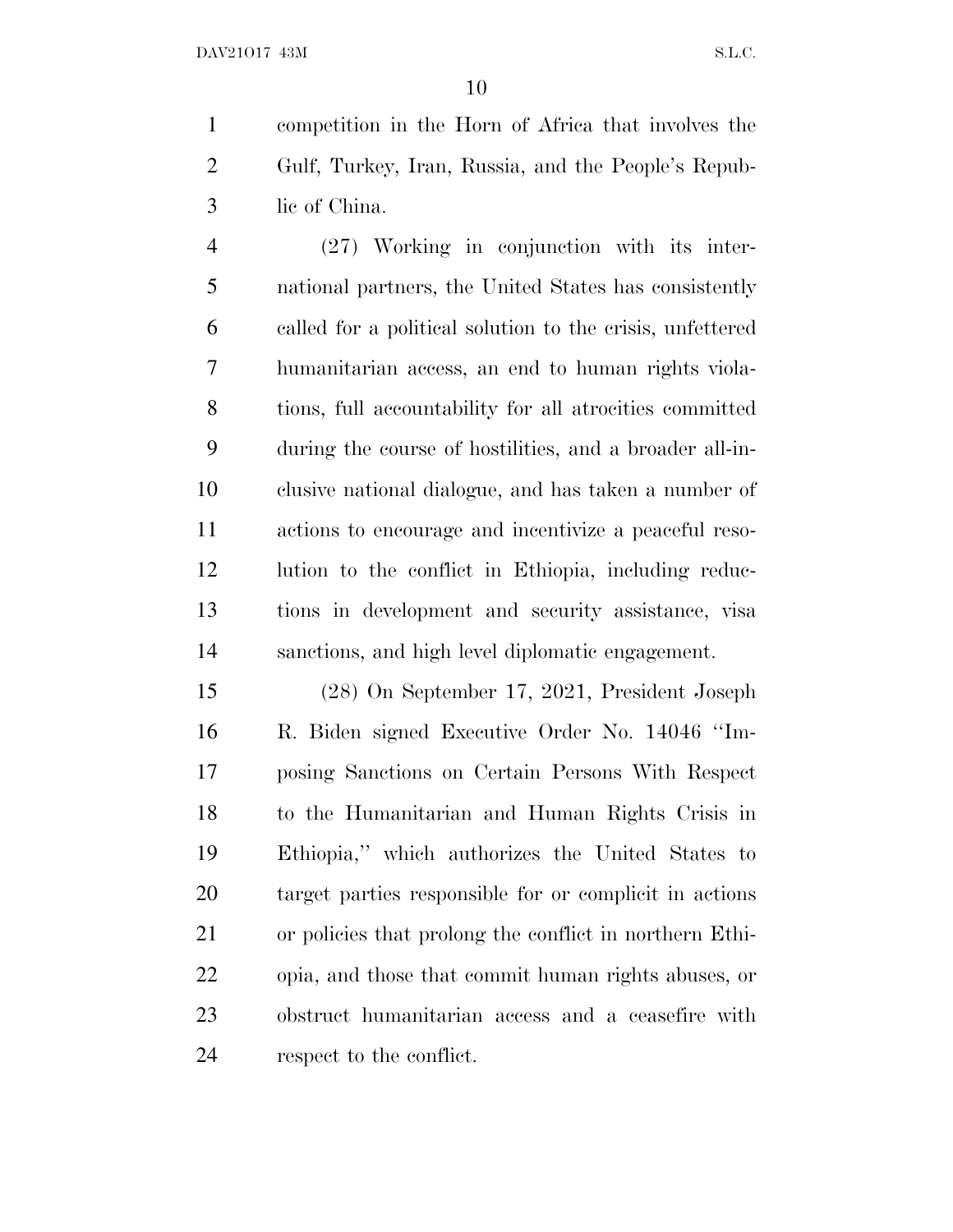competition in the Horn of Africa that involves the Gulf, Turkey, Iran, Russia, and the People's Republic of China.

(27) Working in conjunction with its international partners, the United States has consistently called for a political solution to the crisis, unfettered humanitarian access, an end to human rights violations, full accountability for all atrocities committed during the course of hostilities, and a broader all-inclusive national dialogue, and has taken a number of actions to encourage and incentivize a peaceful resolution to the conflict in Ethiopia, including reductions in development and security assistance, visa sanctions, and high level diplomatic engagement.

(28) On September 17, 2021, President Joseph R. Biden signed Executive Order No. 14046 "Imposing Sanctions on Certain Persons With Respect to the Humanitarian and Human Rights Crisis in Ethiopia," which authorizes the United States to target parties responsible for or complicit in actions or policies that prolong the conflict in northern Ethiopia, and those that commit human rights abuses, or obstruct humanitarian access and a ceasefire with respect to the conflict.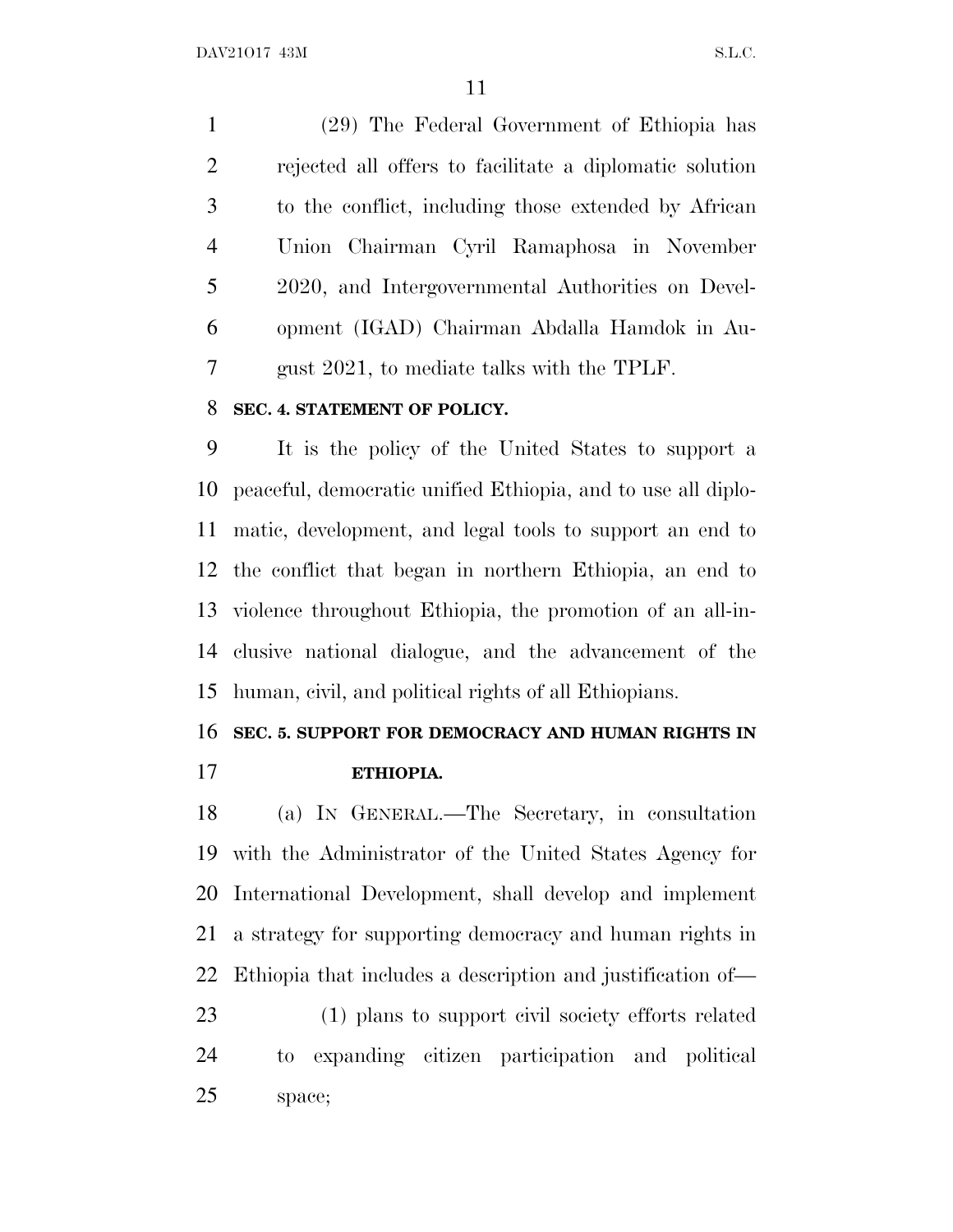(29) The Federal Government of Ethiopia has rejected all offers to facilitate a diplomatic solution to the conflict, including those extended by African Union Chairman Cyril Ramaphosa in November 2020, and Intergovernmental Authorities on Development (IGAD) Chairman Abdalla Hamdok in August 2021, to mediate talks with the TPLF.

**SEC. 4. STATEMENT OF POLICY.**

It is the policy of the United States to support a peaceful, democratic unified Ethiopia, and to use all diplomatic, development, and legal tools to support an end to the conflict that began in northern Ethiopia, an end to violence throughout Ethiopia, the promotion of an all-inclusive national dialogue, and the advancement of the human, civil, and political rights of all Ethiopians.

**SEC. 5. SUPPORT FOR DEMOCRACY AND HUMAN RIGHTS IN ETHIOPIA.**

(a) IN GENERAL.—The Secretary, in consultation with the Administrator of the United States Agency for International Development, shall develop and implement a strategy for supporting democracy and human rights in Ethiopia that includes a description and justification of—

(1) plans to support civil society efforts related to expanding citizen participation and political space;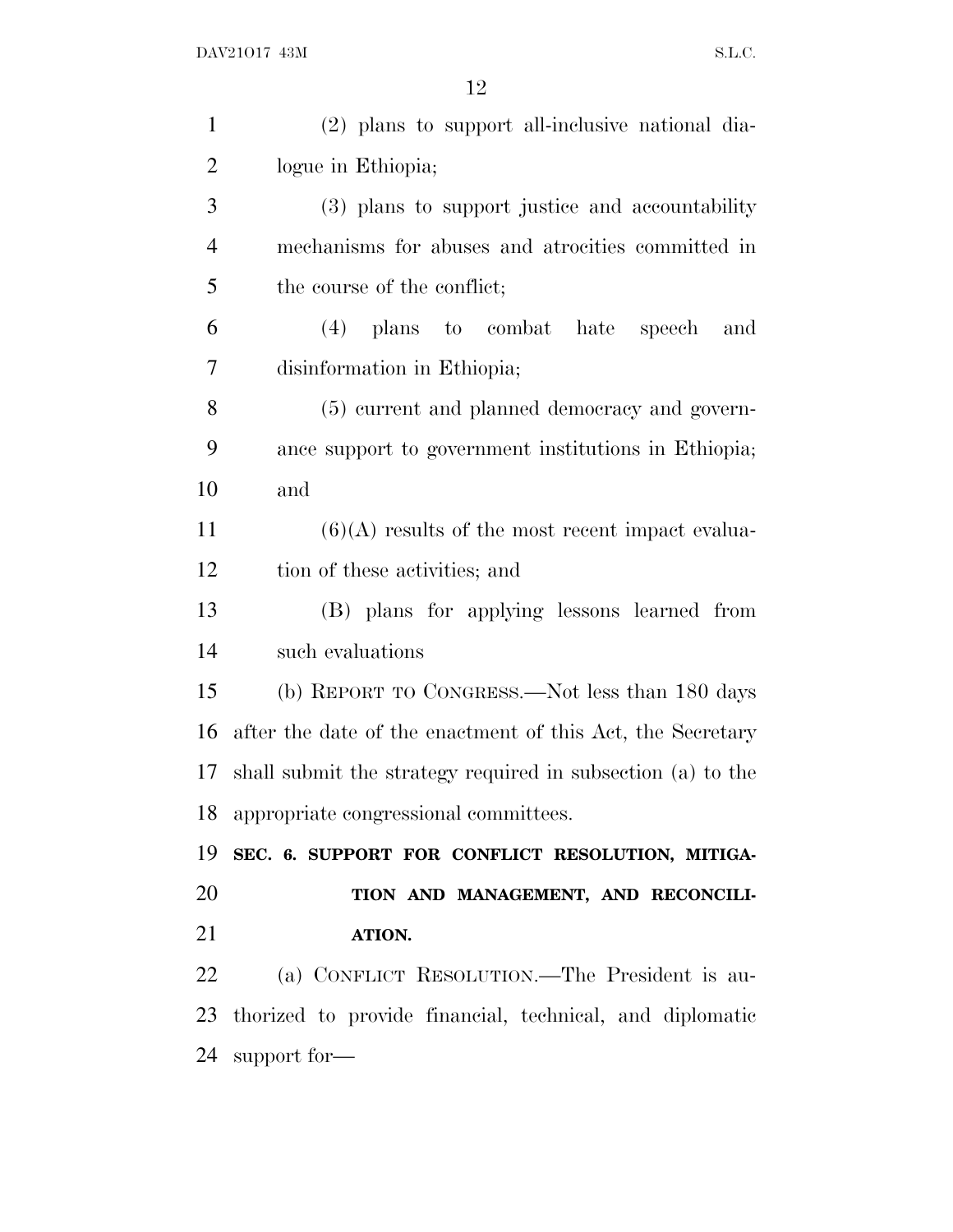(2) plans to support all-inclusive national dialogue in Ethiopia;

(3) plans to support justice and accountability mechanisms for abuses and atrocities committed in the course of the conflict;

(4) plans to combat hate speech and disinformation in Ethiopia;

(5) current and planned democracy and governance support to government institutions in Ethiopia; and

(6)(A) results of the most recent impact evaluation of these activities; and

(B) plans for applying lessons learned from such evaluations

(b) REPORT TO CONGRESS.—Not less than 180 days after the date of the enactment of this Act, the Secretary shall submit the strategy required in subsection (a) to the appropriate congressional committees.

**SEC. 6. SUPPORT FOR CONFLICT RESOLUTION, MITIGATION AND MANAGEMENT, AND RECONCILIATION.**

(a) CONFLICT RESOLUTION.—The President is authorized to provide financial, technical, and diplomatic support for—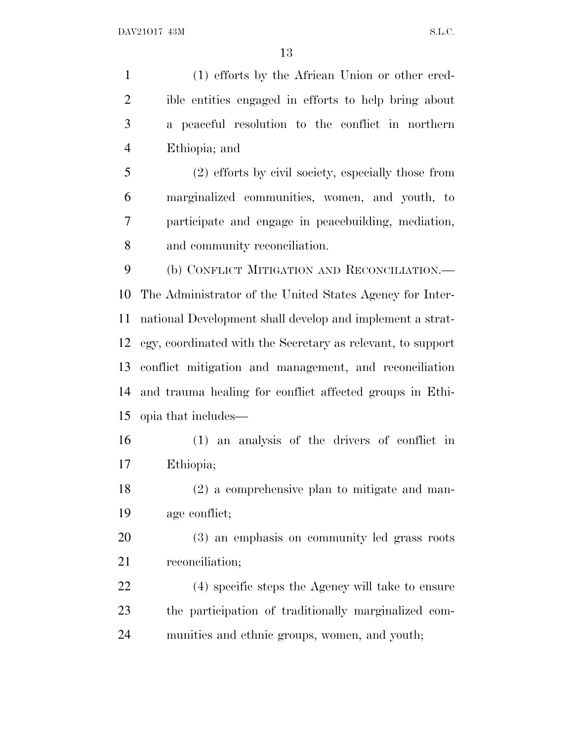(1) efforts by the African Union or other credible entities engaged in efforts to help bring about a peaceful resolution to the conflict in northern Ethiopia; and

(2) efforts by civil society, especially those from marginalized communities, women, and youth, to participate and engage in peacebuilding, mediation, and community reconciliation.

(b) CONFLICT MITIGATION AND RECONCILIATION.—The Administrator of the United States Agency for International Development shall develop and implement a strategy, coordinated with the Secretary as relevant, to support conflict mitigation and management, and reconciliation and trauma healing for conflict affected groups in Ethiopia that includes—

(1) an analysis of the drivers of conflict in Ethiopia;

(2) a comprehensive plan to mitigate and manage conflict;

(3) an emphasis on community led grass roots reconciliation;

(4) specific steps the Agency will take to ensure the participation of traditionally marginalized communities and ethnic groups, women, and youth;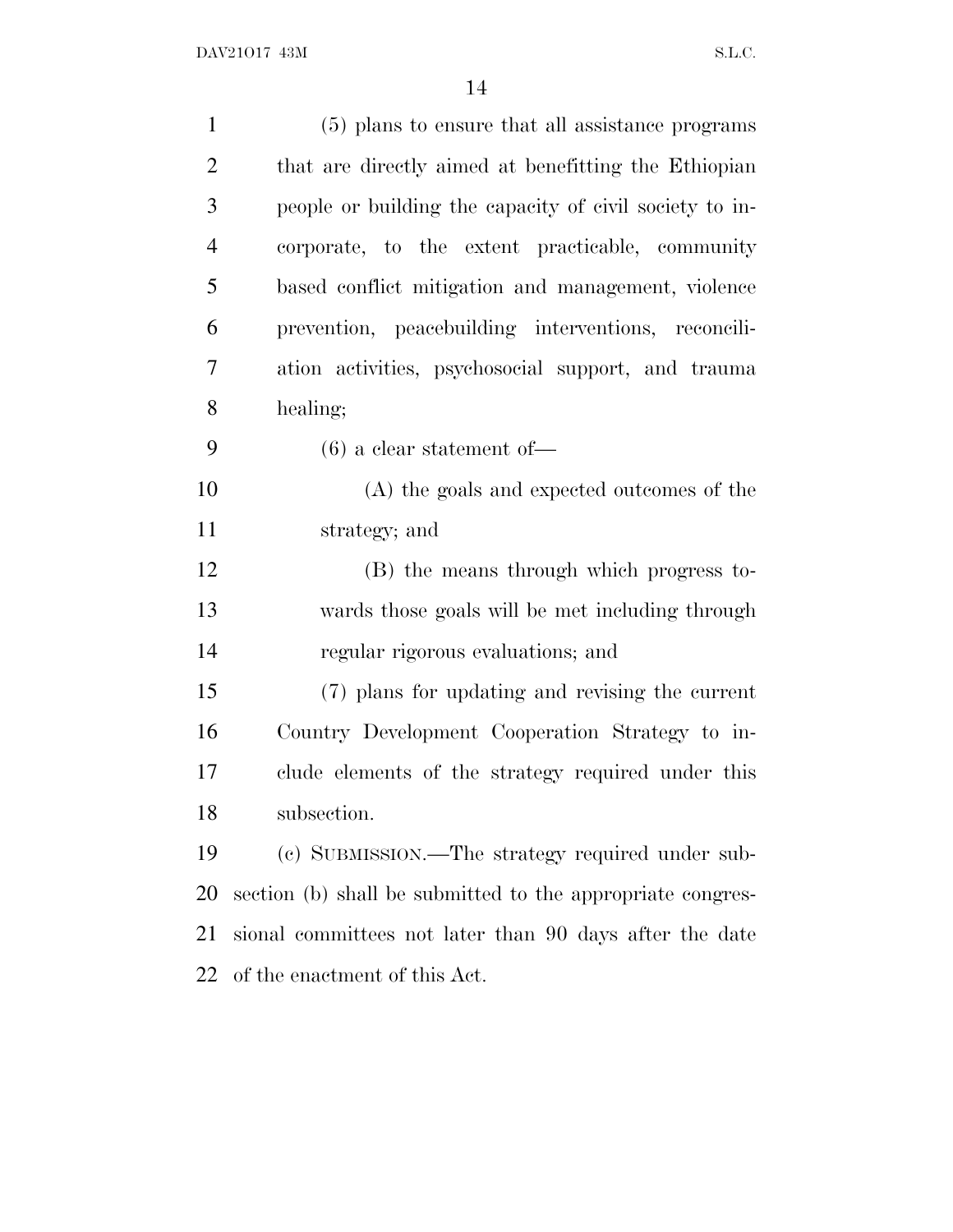(5) plans to ensure that all assistance programs that are directly aimed at benefitting the Ethiopian people or building the capacity of civil society to incorporate, to the extent practicable, community based conflict mitigation and management, violence prevention, peacebuilding interventions, reconciliation activities, psychosocial support, and trauma healing;

(6) a clear statement of—

(A) the goals and expected outcomes of the strategy; and

(B) the means through which progress towards those goals will be met including through regular rigorous evaluations; and

(7) plans for updating and revising the current Country Development Cooperation Strategy to include elements of the strategy required under this subsection.

(c) SUBMISSION.—The strategy required under subsection (b) shall be submitted to the appropriate congressional committees not later than 90 days after the date of the enactment of this Act.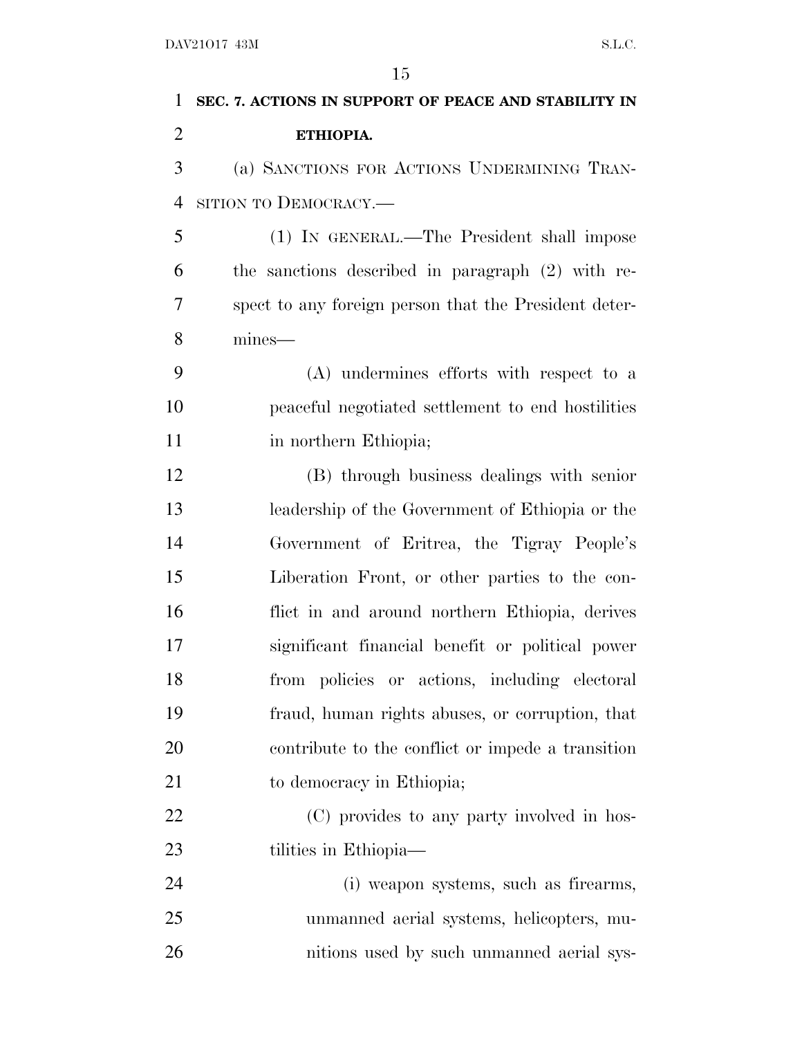**SEC. 7. ACTIONS IN SUPPORT OF PEACE AND STABILITY IN ETHIOPIA.**

(a) SANCTIONS FOR ACTIONS UNDERMINING TRANSITION TO DEMOCRACY.—

(1) IN GENERAL.—The President shall impose the sanctions described in paragraph (2) with respect to any foreign person that the President determines—

(A) undermines efforts with respect to a peaceful negotiated settlement to end hostilities in northern Ethiopia;

(B) through business dealings with senior leadership of the Government of Ethiopia or the Government of Eritrea, the Tigray People's Liberation Front, or other parties to the conflict in and around northern Ethiopia, derives significant financial benefit or political power from policies or actions, including electoral fraud, human rights abuses, or corruption, that contribute to the conflict or impede a transition to democracy in Ethiopia;

(C) provides to any party involved in hostilities in Ethiopia—

(i) weapon systems, such as firearms, unmanned aerial systems, helicopters, munitions used by such unmanned aerial sys-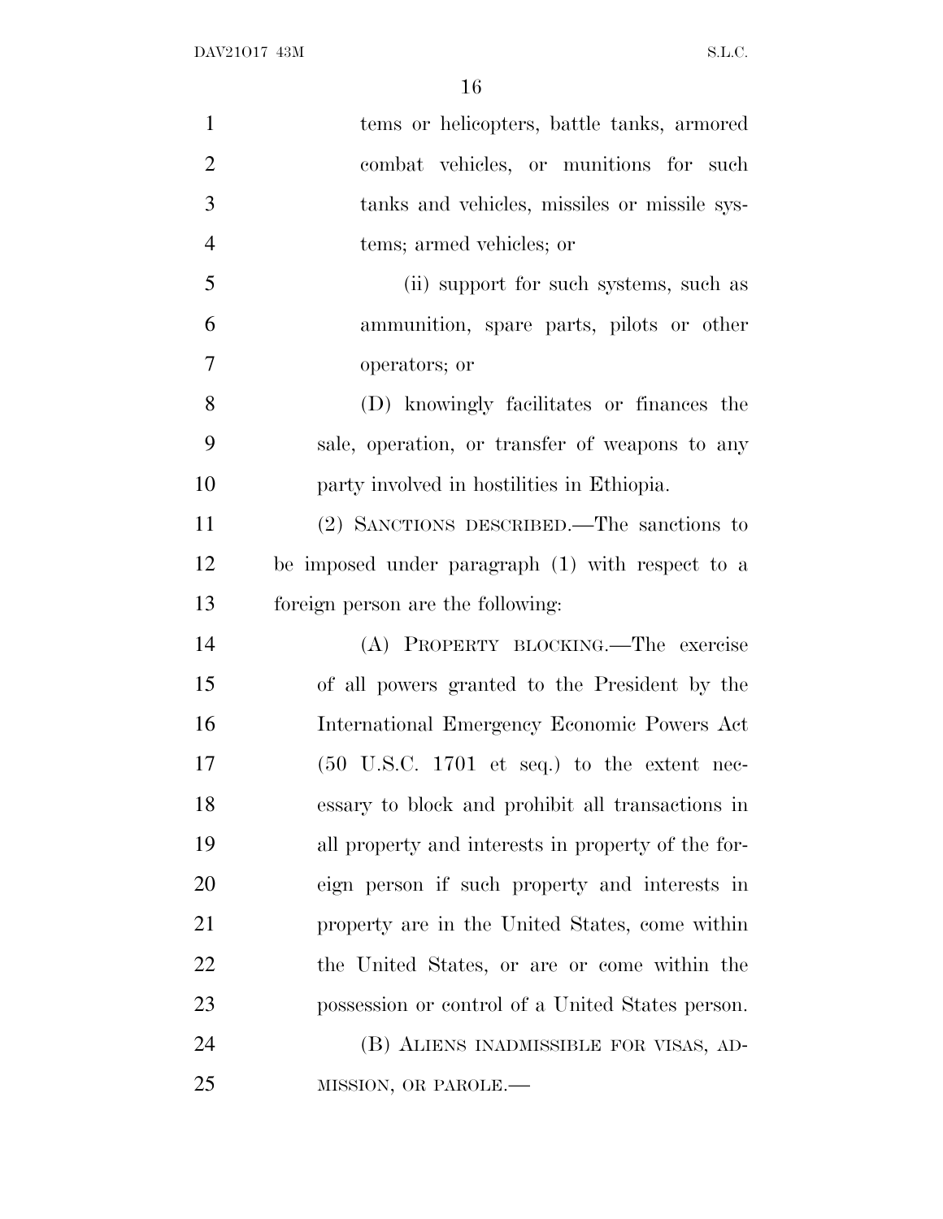tems or helicopters, battle tanks, armored combat vehicles, or munitions for such tanks and vehicles, missiles or missile systems; armed vehicles; or

(ii) support for such systems, such as ammunition, spare parts, pilots or other operators; or

(D) knowingly facilitates or finances the sale, operation, or transfer of weapons to any party involved in hostilities in Ethiopia.

(2) SANCTIONS DESCRIBED.—The sanctions to be imposed under paragraph (1) with respect to a foreign person are the following:

(A) PROPERTY BLOCKING.—The exercise of all powers granted to the President by the International Emergency Economic Powers Act (50 U.S.C. 1701 et seq.) to the extent necessary to block and prohibit all transactions in all property and interests in property of the foreign person if such property and interests in property are in the United States, come within the United States, or are or come within the possession or control of a United States person.

(B) ALIENS INADMISSIBLE FOR VISAS, ADMISSION, OR PAROLE.—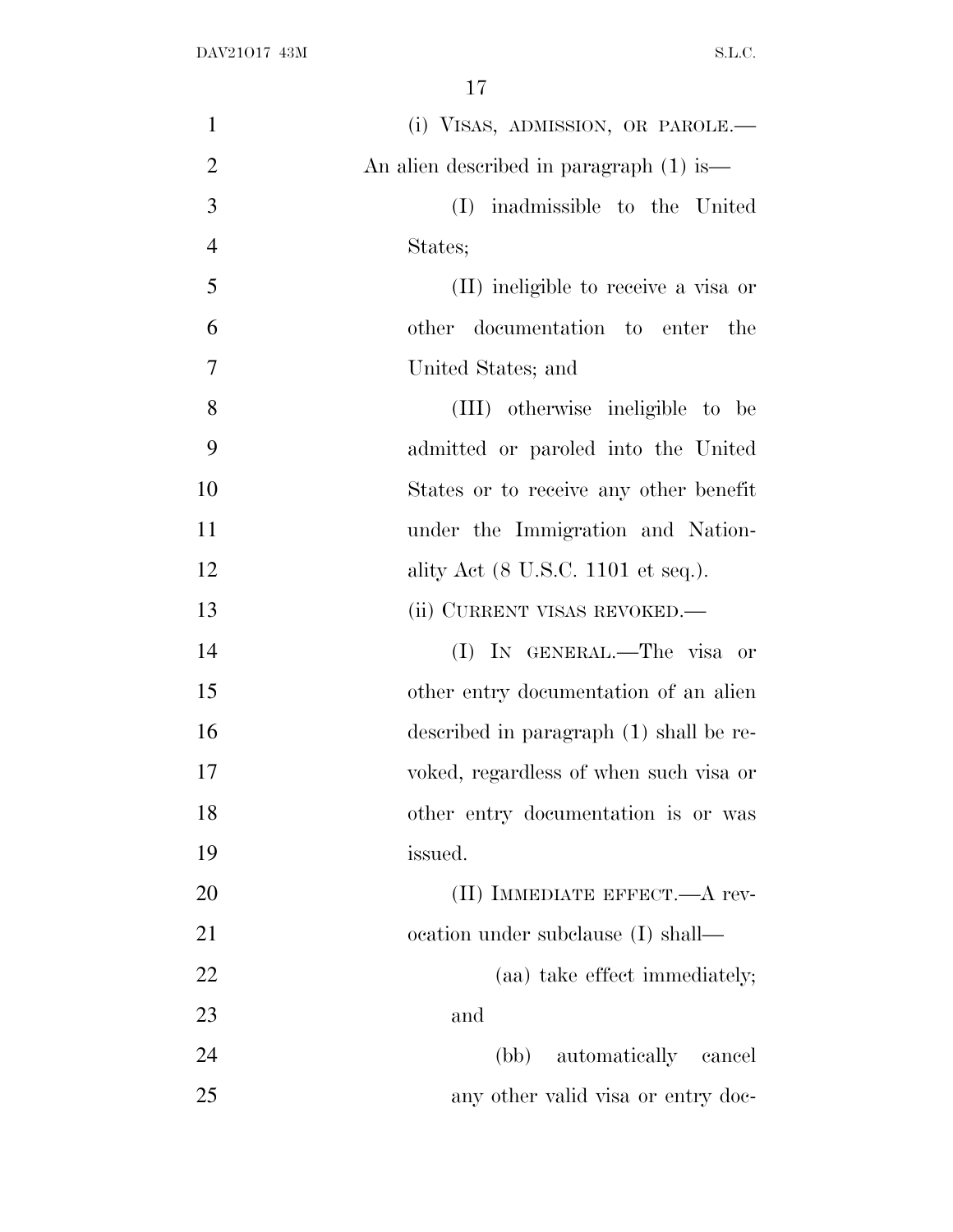(i) VISAS, ADMISSION, OR PAROLE.—An alien described in paragraph (1) is—

(I) inadmissible to the United States;

(II) ineligible to receive a visa or other documentation to enter the United States; and

(III) otherwise ineligible to be admitted or paroled into the United States or to receive any other benefit under the Immigration and Nationality Act (8 U.S.C. 1101 et seq.).

(ii) CURRENT VISAS REVOKED.—

(I) IN GENERAL.—The visa or other entry documentation of an alien described in paragraph (1) shall be revoked, regardless of when such visa or other entry documentation is or was issued.

(II) IMMEDIATE EFFECT.—A revocation under subclause (I) shall—

(aa) take effect immediately; and

(bb) automatically cancel any other valid visa or entry doc-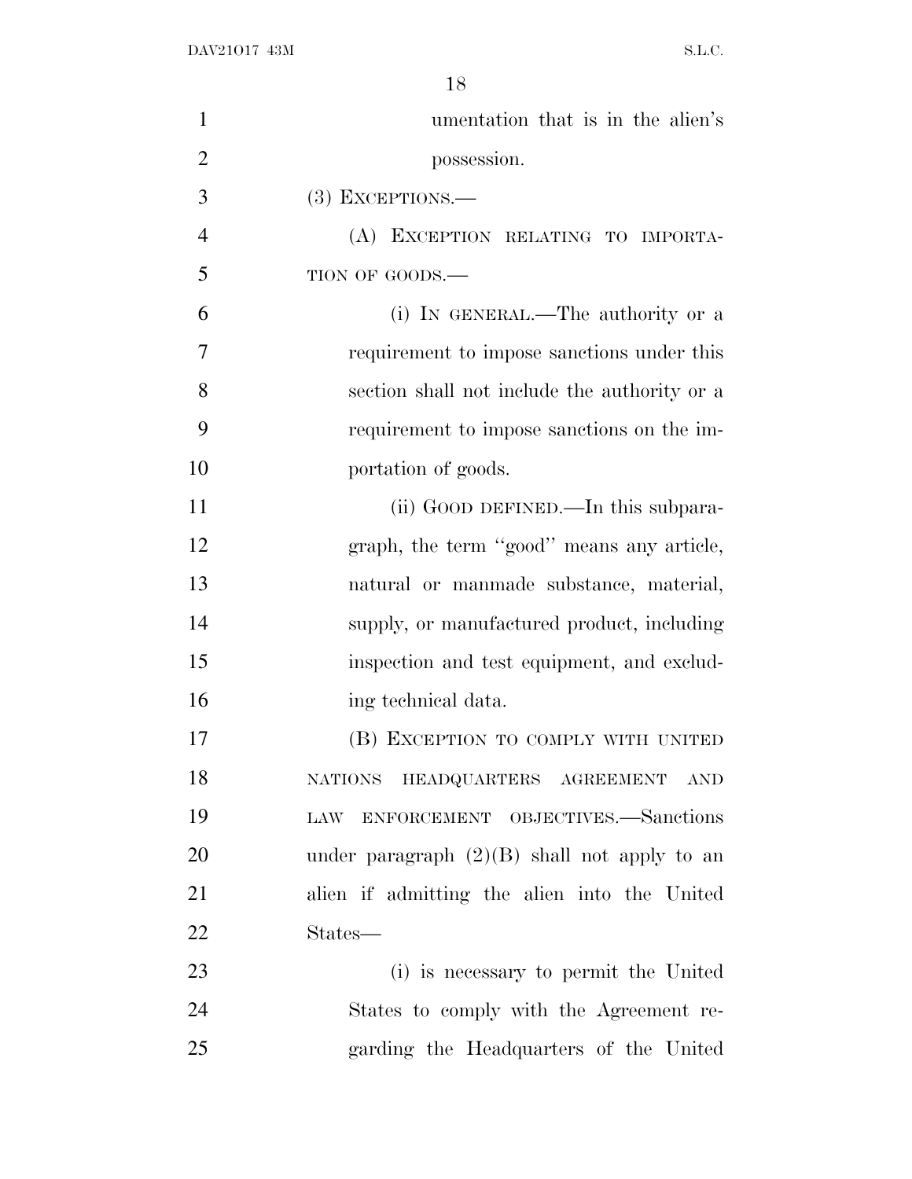umentation that is in the alien's possession.

(3) EXCEPTIONS.—

(A) EXCEPTION RELATING TO IMPORTATION OF GOODS.—

(i) IN GENERAL.—The authority or a requirement to impose sanctions under this section shall not include the authority or a requirement to impose sanctions on the importation of goods.

(ii) GOOD DEFINED.—In this subparagraph, the term ''good'' means any article, natural or manmade substance, material, supply, or manufactured product, including inspection and test equipment, and excluding technical data.

(B) EXCEPTION TO COMPLY WITH UNITED NATIONS HEADQUARTERS AGREEMENT AND LAW ENFORCEMENT OBJECTIVES.—Sanctions under paragraph (2)(B) shall not apply to an alien if admitting the alien into the United States—

(i) is necessary to permit the United States to comply with the Agreement regarding the Headquarters of the United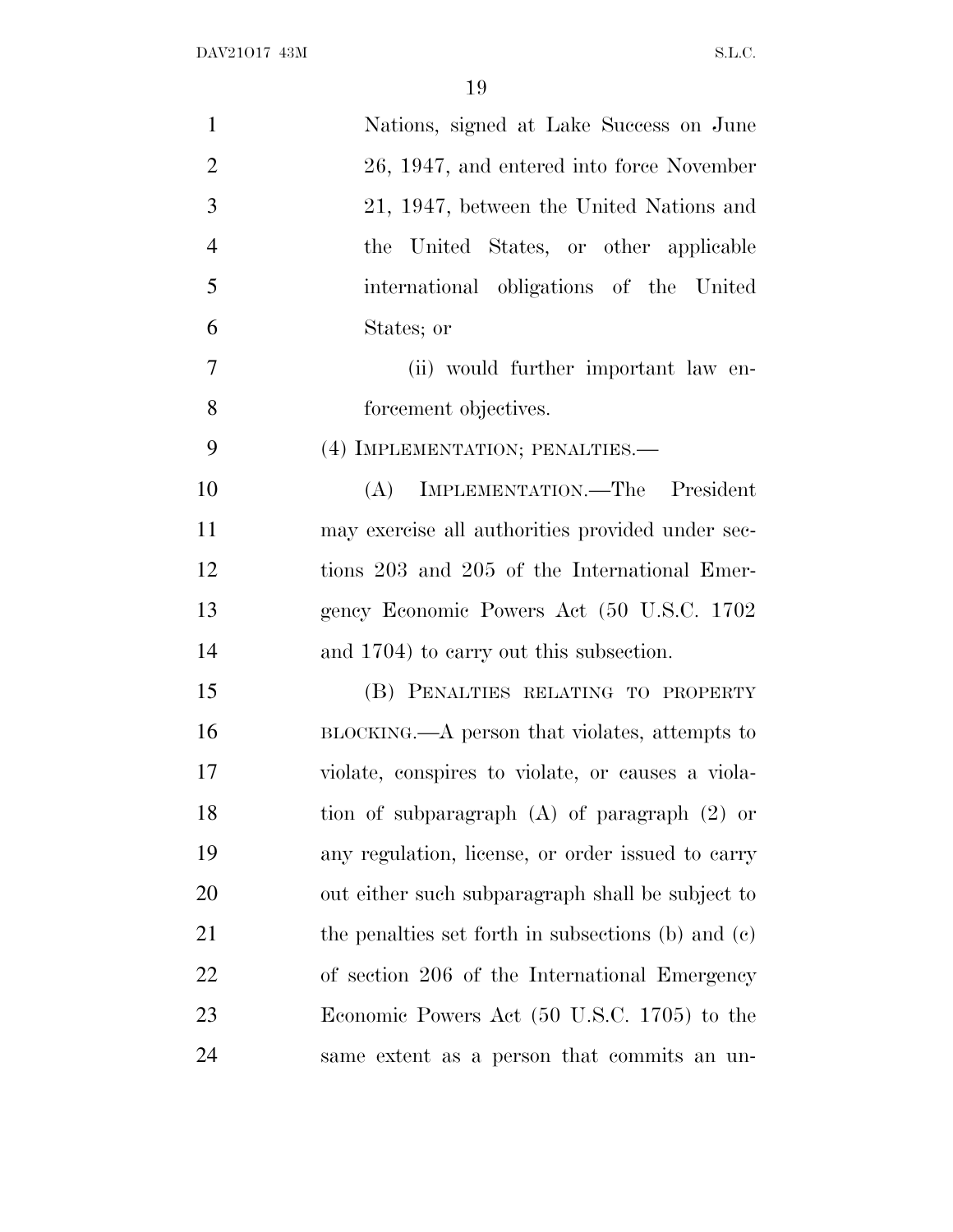Nations, signed at Lake Success on June 26, 1947, and entered into force November 21, 1947, between the United Nations and the United States, or other applicable international obligations of the United States; or

(ii) would further important law enforcement objectives.

(4) IMPLEMENTATION; PENALTIES.—

(A) IMPLEMENTATION.—The President may exercise all authorities provided under sections 203 and 205 of the International Emergency Economic Powers Act (50 U.S.C. 1702 and 1704) to carry out this subsection.

(B) PENALTIES RELATING TO PROPERTY BLOCKING.—A person that violates, attempts to violate, conspires to violate, or causes a violation of subparagraph (A) of paragraph (2) or any regulation, license, or order issued to carry out either such subparagraph shall be subject to the penalties set forth in subsections (b) and (c) of section 206 of the International Emergency Economic Powers Act (50 U.S.C. 1705) to the same extent as a person that commits an un-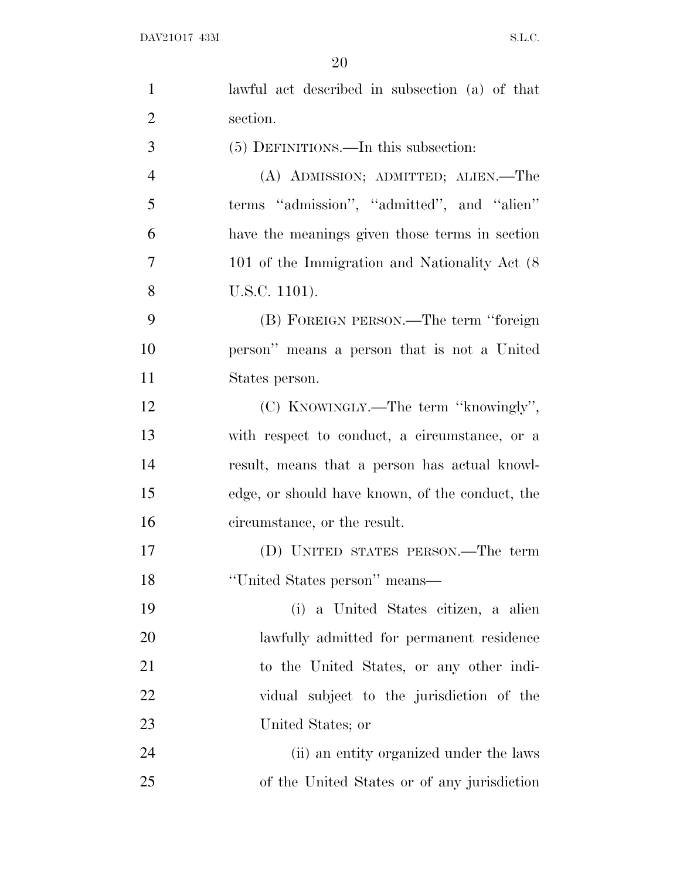lawful act described in subsection (a) of that section.

(5) DEFINITIONS.—In this subsection:

(A) ADMISSION; ADMITTED; ALIEN.—The terms ''admission'', ''admitted'', and ''alien'' have the meanings given those terms in section 101 of the Immigration and Nationality Act (8 U.S.C. 1101).

(B) FOREIGN PERSON.—The term ''foreign person'' means a person that is not a United States person.

(C) KNOWINGLY.—The term ''knowingly'', with respect to conduct, a circumstance, or a result, means that a person has actual knowledge, or should have known, of the conduct, the circumstance, or the result.

(D) UNITED STATES PERSON.—The term ''United States person'' means—

(i) a United States citizen, a alien lawfully admitted for permanent residence to the United States, or any other individual subject to the jurisdiction of the United States; or

(ii) an entity organized under the laws of the United States or of any jurisdiction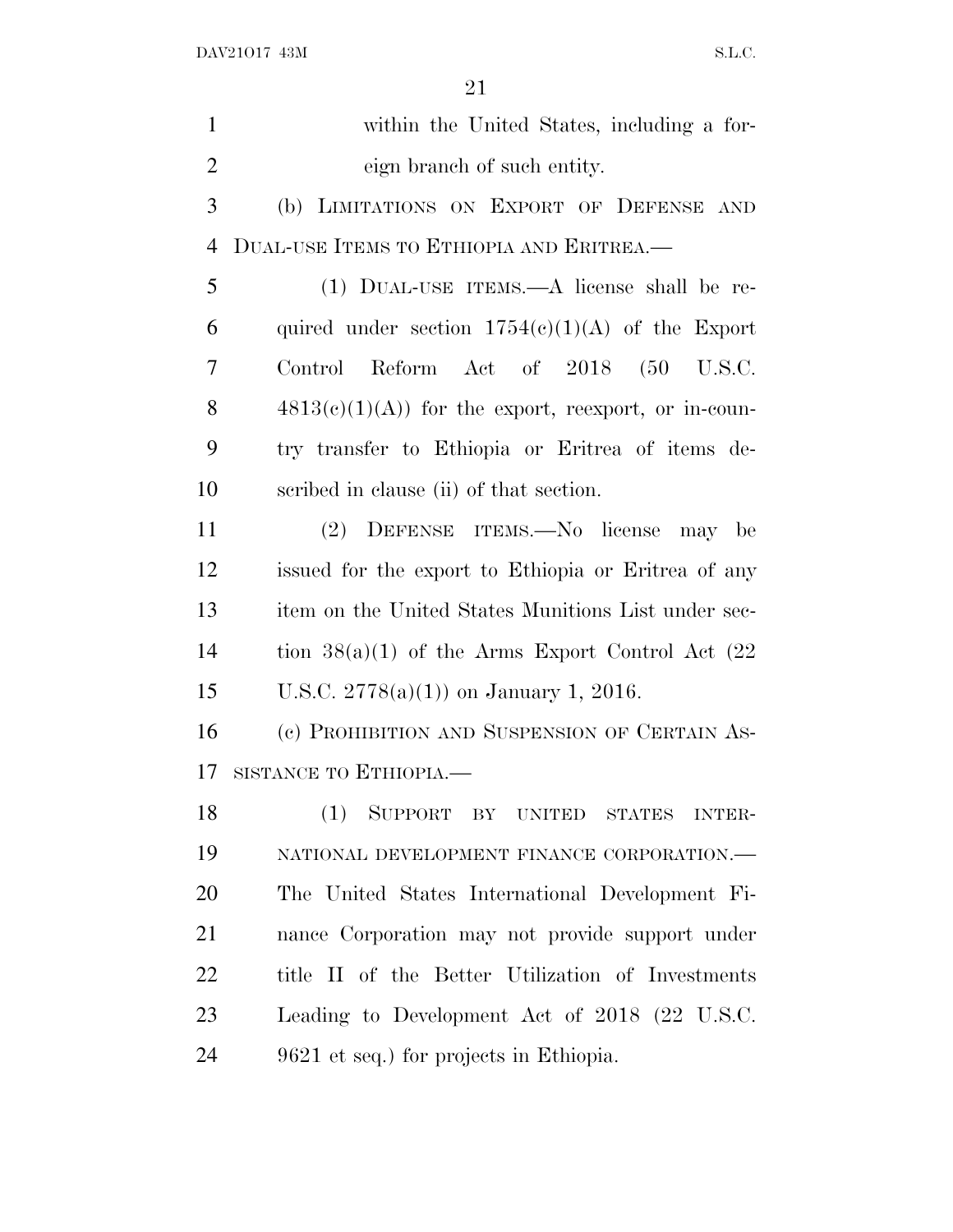within the United States, including a foreign branch of such entity.

(b) LIMITATIONS ON EXPORT OF DEFENSE AND DUAL-USE ITEMS TO ETHIOPIA AND ERITREA.—

(1) DUAL-USE ITEMS.—A license shall be required under section 1754(c)(1)(A) of the Export Control Reform Act of 2018 (50 U.S.C. 4813(c)(1)(A)) for the export, reexport, or in-country transfer to Ethiopia or Eritrea of items described in clause (ii) of that section.

(2) DEFENSE ITEMS.—No license may be issued for the export to Ethiopia or Eritrea of any item on the United States Munitions List under section 38(a)(1) of the Arms Export Control Act (22 U.S.C. 2778(a)(1)) on January 1, 2016.

(c) PROHIBITION AND SUSPENSION OF CERTAIN ASSISTANCE TO ETHIOPIA.—

(1) SUPPORT BY UNITED STATES INTERNATIONAL DEVELOPMENT FINANCE CORPORATION.—The United States International Development Finance Corporation may not provide support under title II of the Better Utilization of Investments Leading to Development Act of 2018 (22 U.S.C. 9621 et seq.) for projects in Ethiopia.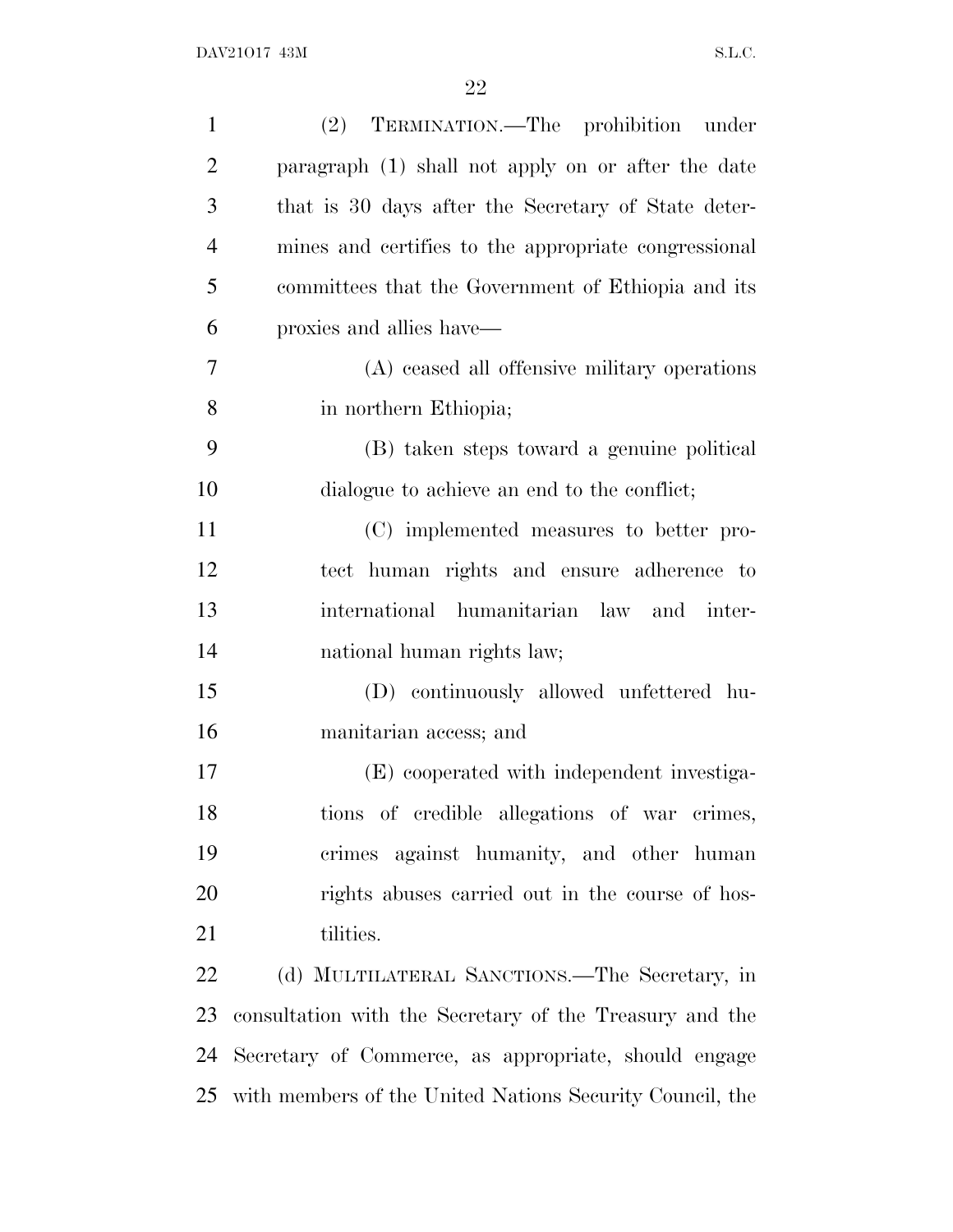(2) TERMINATION.—The prohibition under paragraph (1) shall not apply on or after the date that is 30 days after the Secretary of State determines and certifies to the appropriate congressional committees that the Government of Ethiopia and its proxies and allies have—

(A) ceased all offensive military operations in northern Ethiopia;

(B) taken steps toward a genuine political dialogue to achieve an end to the conflict;

(C) implemented measures to better protect human rights and ensure adherence to international humanitarian law and international human rights law;

(D) continuously allowed unfettered humanitarian access; and

(E) cooperated with independent investigations of credible allegations of war crimes, crimes against humanity, and other human rights abuses carried out in the course of hostilities.

(d) MULTILATERAL SANCTIONS.—The Secretary, in consultation with the Secretary of the Treasury and the Secretary of Commerce, as appropriate, should engage with members of the United Nations Security Council, the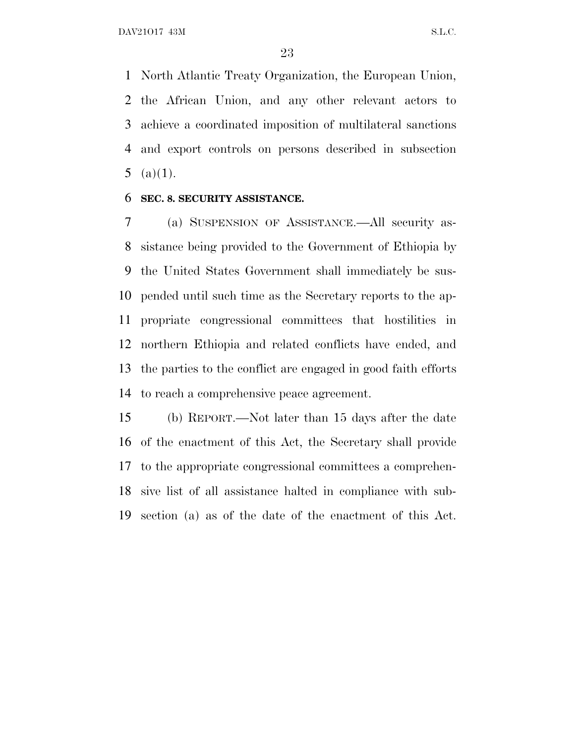North Atlantic Treaty Organization, the European Union, the African Union, and any other relevant actors to achieve a coordinated imposition of multilateral sanctions and export controls on persons described in subsection (a)(1).

**SEC. 8. SECURITY ASSISTANCE.**

(a) SUSPENSION OF ASSISTANCE.—All security assistance being provided to the Government of Ethiopia by the United States Government shall immediately be suspended until such time as the Secretary reports to the appropriate congressional committees that hostilities in northern Ethiopia and related conflicts have ended, and the parties to the conflict are engaged in good faith efforts to reach a comprehensive peace agreement.

(b) REPORT.—Not later than 15 days after the date of the enactment of this Act, the Secretary shall provide to the appropriate congressional committees a comprehensive list of all assistance halted in compliance with subsection (a) as of the date of the enactment of this Act.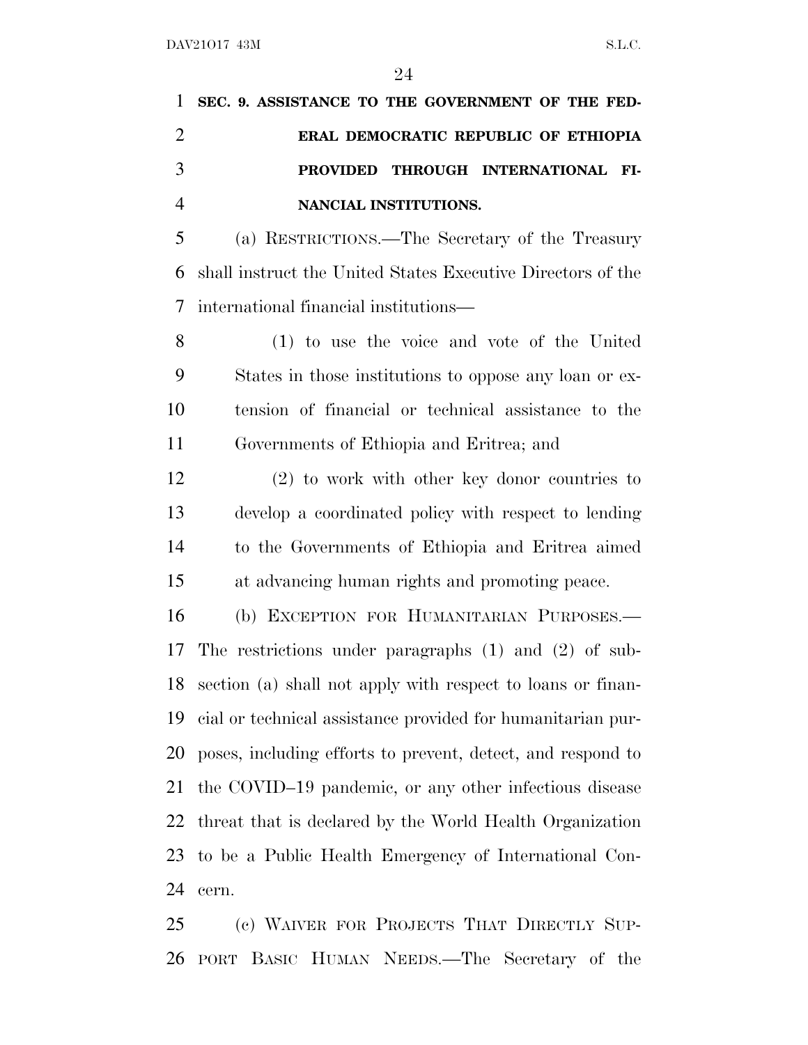**SEC. 9. ASSISTANCE TO THE GOVERNMENT OF THE FEDERAL DEMOCRATIC REPUBLIC OF ETHIOPIA PROVIDED THROUGH INTERNATIONAL FINANCIAL INSTITUTIONS.**

(a) RESTRICTIONS.—The Secretary of the Treasury shall instruct the United States Executive Directors of the international financial institutions—

(1) to use the voice and vote of the United States in those institutions to oppose any loan or extension of financial or technical assistance to the Governments of Ethiopia and Eritrea; and

(2) to work with other key donor countries to develop a coordinated policy with respect to lending to the Governments of Ethiopia and Eritrea aimed at advancing human rights and promoting peace.

(b) EXCEPTION FOR HUMANITARIAN PURPOSES.—The restrictions under paragraphs (1) and (2) of subsection (a) shall not apply with respect to loans or financial or technical assistance provided for humanitarian purposes, including efforts to prevent, detect, and respond to the COVID–19 pandemic, or any other infectious disease threat that is declared by the World Health Organization to be a Public Health Emergency of International Concern.

(c) WAIVER FOR PROJECTS THAT DIRECTLY SUPPORT BASIC HUMAN NEEDS.—The Secretary of the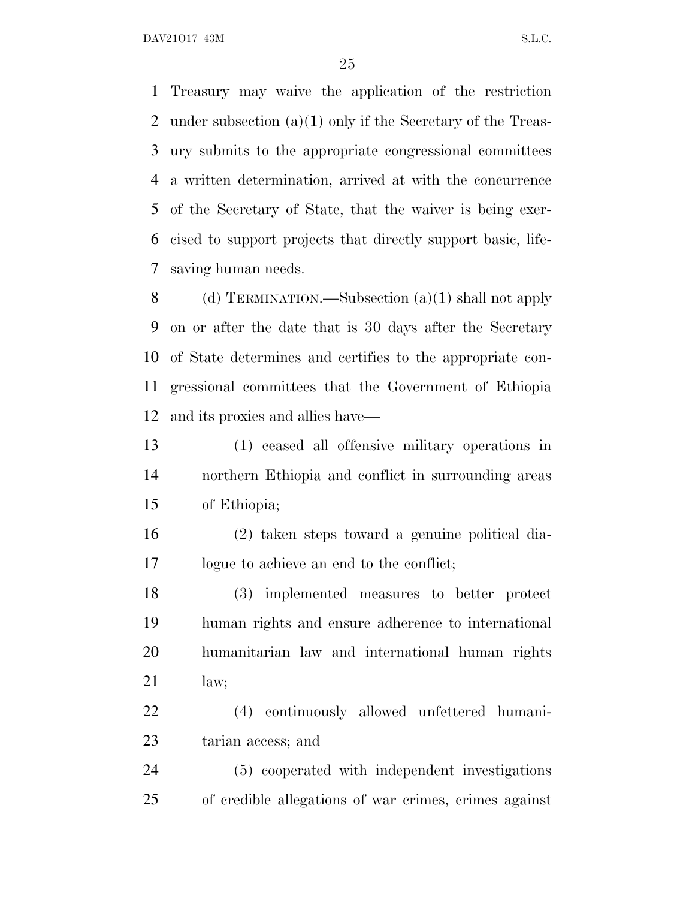Treasury may waive the application of the restriction under subsection (a)(1) only if the Secretary of the Treasury submits to the appropriate congressional committees a written determination, arrived at with the concurrence of the Secretary of State, that the waiver is being exercised to support projects that directly support basic, life-saving human needs.

(d) TERMINATION.—Subsection (a)(1) shall not apply on or after the date that is 30 days after the Secretary of State determines and certifies to the appropriate congressional committees that the Government of Ethiopia and its proxies and allies have—

(1) ceased all offensive military operations in northern Ethiopia and conflict in surrounding areas of Ethiopia;

(2) taken steps toward a genuine political dialogue to achieve an end to the conflict;

(3) implemented measures to better protect human rights and ensure adherence to international humanitarian law and international human rights law;

(4) continuously allowed unfettered humanitarian access; and

(5) cooperated with independent investigations of credible allegations of war crimes, crimes against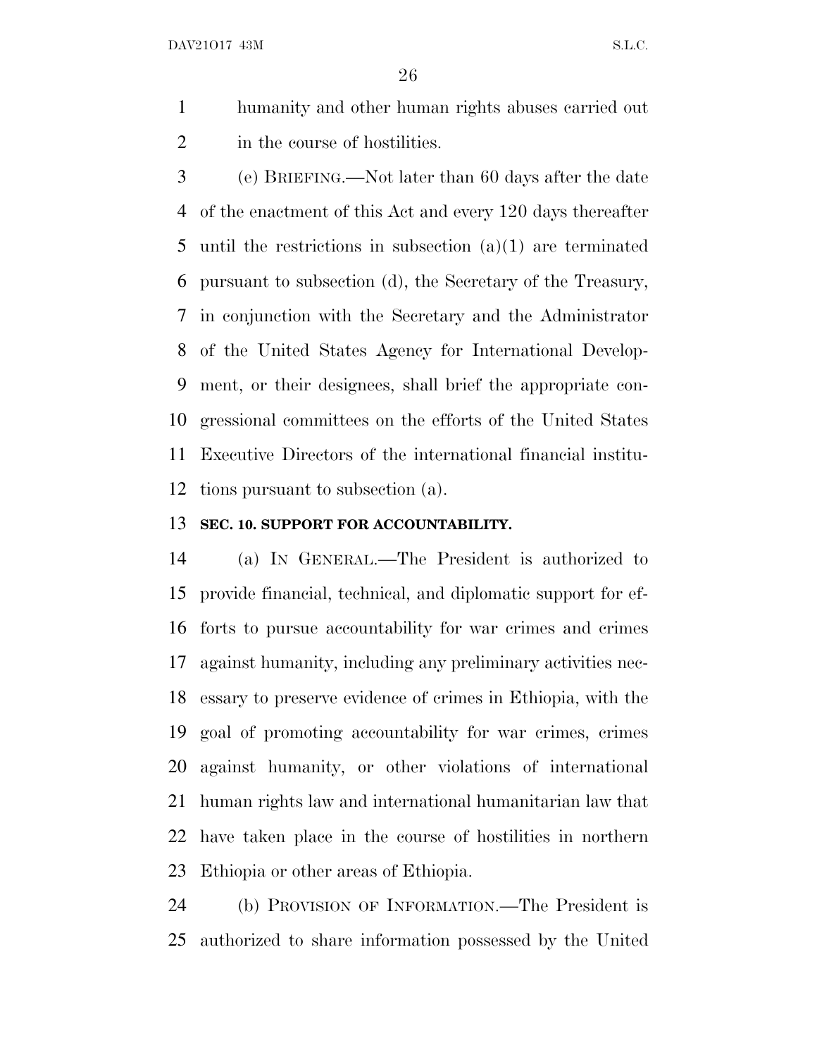humanity and other human rights abuses carried out in the course of hostilities.

(e) BRIEFING.—Not later than 60 days after the date of the enactment of this Act and every 120 days thereafter until the restrictions in subsection (a)(1) are terminated pursuant to subsection (d), the Secretary of the Treasury, in conjunction with the Secretary and the Administrator of the United States Agency for International Development, or their designees, shall brief the appropriate congressional committees on the efforts of the United States Executive Directors of the international financial institutions pursuant to subsection (a).

**SEC. 10. SUPPORT FOR ACCOUNTABILITY.**

(a) IN GENERAL.—The President is authorized to provide financial, technical, and diplomatic support for efforts to pursue accountability for war crimes and crimes against humanity, including any preliminary activities necessary to preserve evidence of crimes in Ethiopia, with the goal of promoting accountability for war crimes, crimes against humanity, or other violations of international human rights law and international humanitarian law that have taken place in the course of hostilities in northern Ethiopia or other areas of Ethiopia.

(b) PROVISION OF INFORMATION.—The President is authorized to share information possessed by the United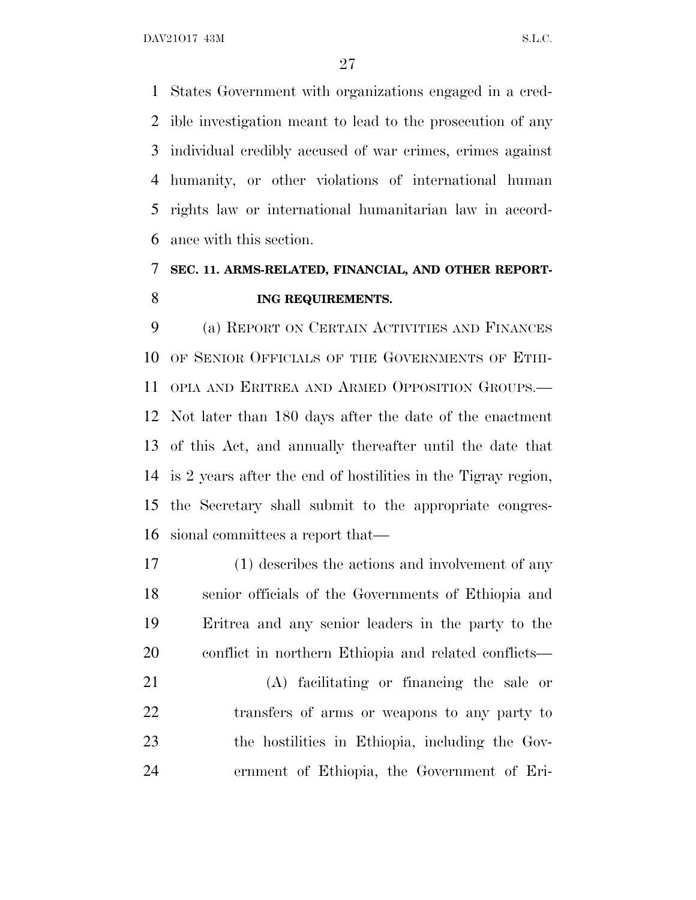States Government with organizations engaged in a credible investigation meant to lead to the prosecution of any individual credibly accused of war crimes, crimes against humanity, or other violations of international human rights law or international humanitarian law in accordance with this section.

## SEC. 11. ARMS-RELATED, FINANCIAL, AND OTHER REPORTING REQUIREMENTS.

(a) REPORT ON CERTAIN ACTIVITIES AND FINANCES OF SENIOR OFFICIALS OF THE GOVERNMENTS OF ETHIOPIA AND ERITREA AND ARMED OPPOSITION GROUPS.—Not later than 180 days after the date of the enactment of this Act, and annually thereafter until the date that is 2 years after the end of hostilities in the Tigray region, the Secretary shall submit to the appropriate congressional committees a report that—

(1) describes the actions and involvement of any senior officials of the Governments of Ethiopia and Eritrea and any senior leaders in the party to the conflict in northern Ethiopia and related conflicts—

(A) facilitating or financing the sale or transfers of arms or weapons to any party to the hostilities in Ethiopia, including the Government of Ethiopia, the Government of Eri-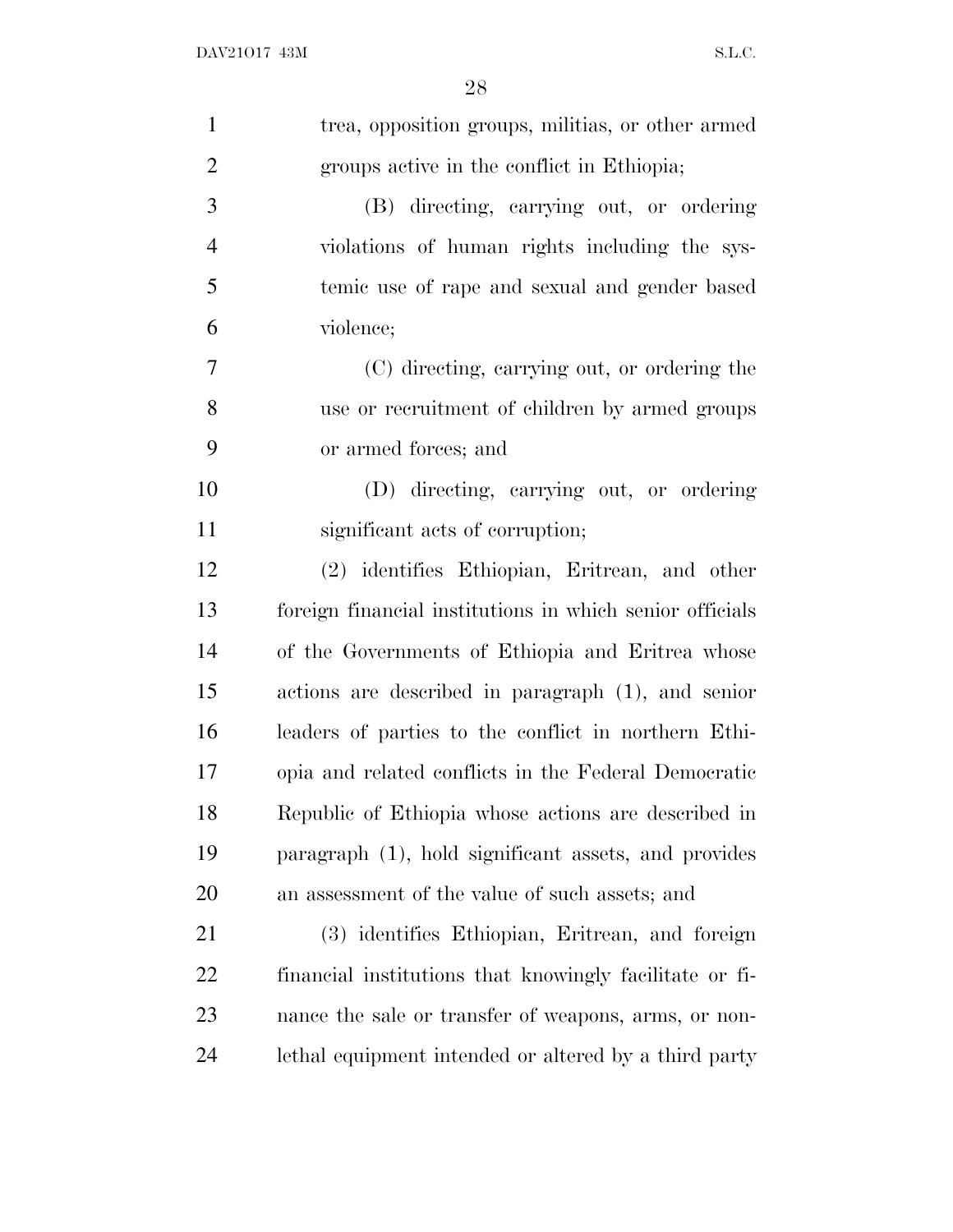trea, opposition groups, militias, or other armed groups active in the conflict in Ethiopia;

(B) directing, carrying out, or ordering violations of human rights including the systemic use of rape and sexual and gender based violence;

(C) directing, carrying out, or ordering the use or recruitment of children by armed groups or armed forces; and

(D) directing, carrying out, or ordering significant acts of corruption;

(2) identifies Ethiopian, Eritrean, and other foreign financial institutions in which senior officials of the Governments of Ethiopia and Eritrea whose actions are described in paragraph (1), and senior leaders of parties to the conflict in northern Ethiopia and related conflicts in the Federal Democratic Republic of Ethiopia whose actions are described in paragraph (1), hold significant assets, and provides an assessment of the value of such assets; and

(3) identifies Ethiopian, Eritrean, and foreign financial institutions that knowingly facilitate or finance the sale or transfer of weapons, arms, or non-lethal equipment intended or altered by a third party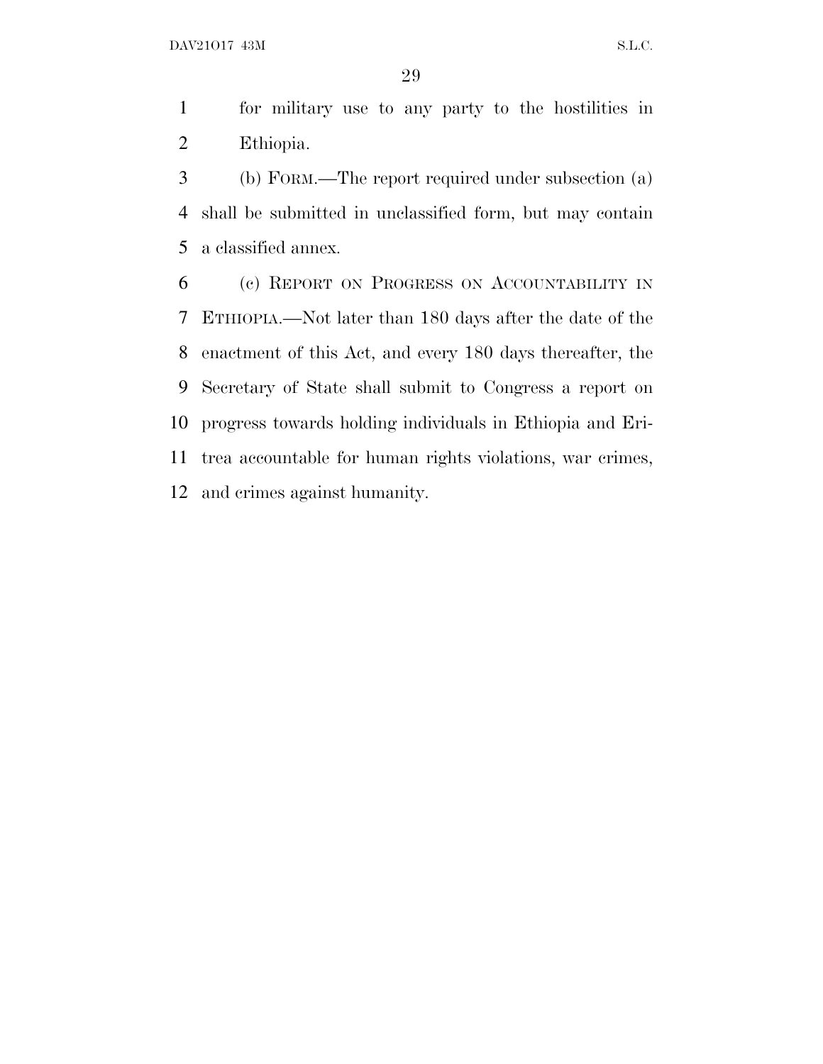for military use to any party to the hostilities in Ethiopia.

(b) FORM.—The report required under subsection (a) shall be submitted in unclassified form, but may contain a classified annex.

(c) REPORT ON PROGRESS ON ACCOUNTABILITY IN ETHIOPIA.—Not later than 180 days after the date of the enactment of this Act, and every 180 days thereafter, the Secretary of State shall submit to Congress a report on progress towards holding individuals in Ethiopia and Eritrea accountable for human rights violations, war crimes, and crimes against humanity.